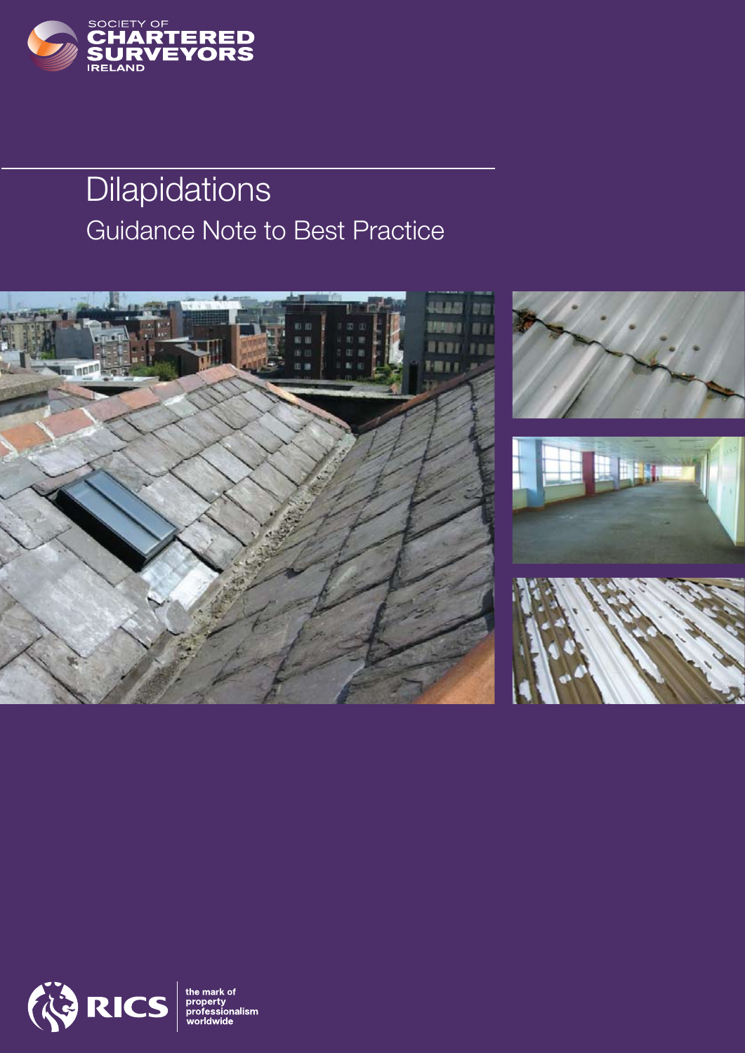SOCIETY OF CHARTERED SURVEYORS IRELAND

# Dilapidations

## Guidance Note to Best Practice

RICS

the mark of property professionalism worldwide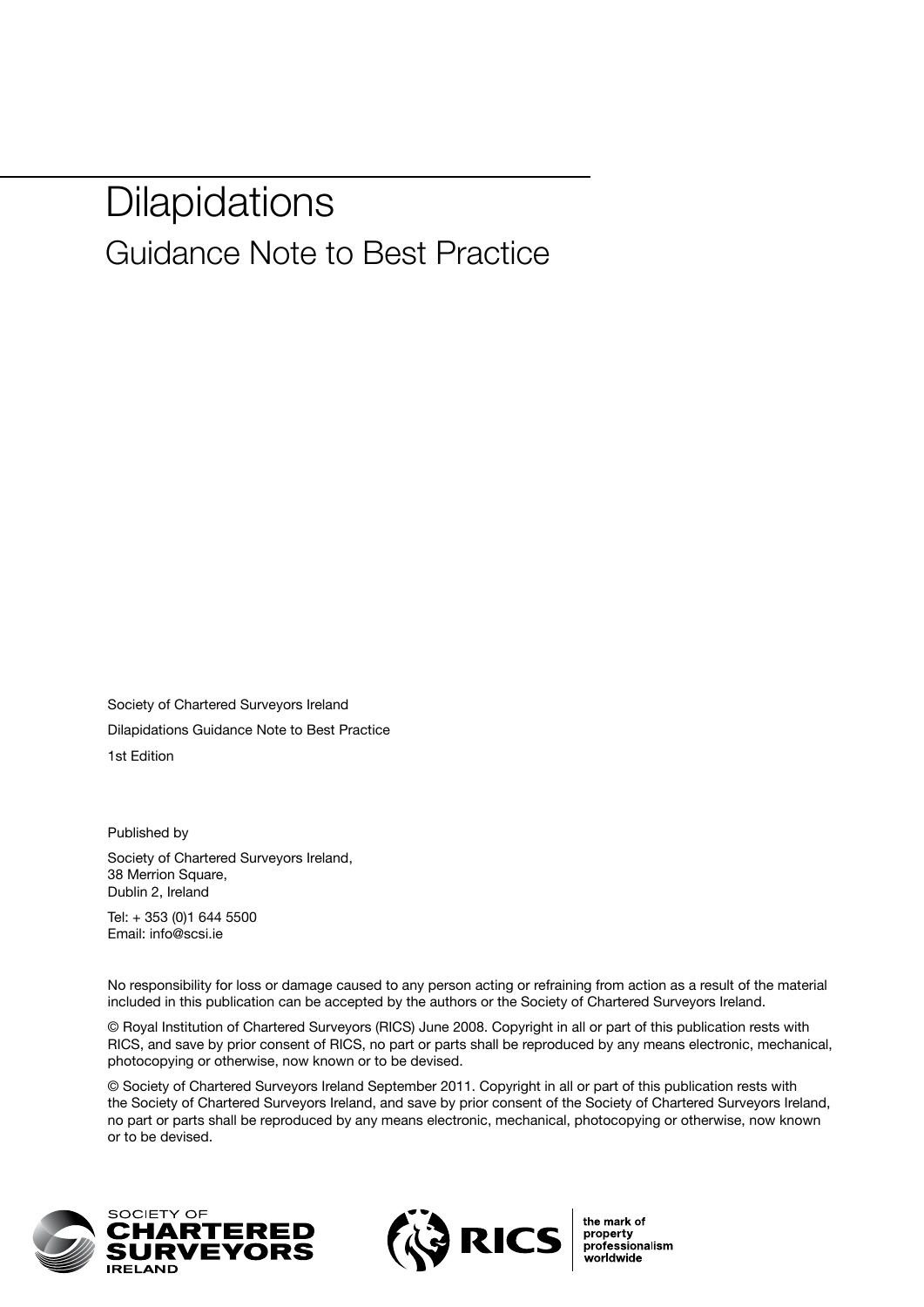# Dilapidations

## Guidance Note to Best Practice

Society of Chartered Surveyors Ireland

Dilapidations Guidance Note to Best Practice

1st Edition

Published by

Society of Chartered Surveyors Ireland,
38 Merrion Square,
Dublin 2, Ireland

Tel: + 353 (0)1 644 5500
Email: info@scsi.ie

No responsibility for loss or damage caused to any person acting or refraining from action as a result of the material included in this publication can be accepted by the authors or the Society of Chartered Surveyors Ireland.

© Royal Institution of Chartered Surveyors (RICS) June 2008. Copyright in all or part of this publication rests with RICS, and save by prior consent of RICS, no part or parts shall be reproduced by any means electronic, mechanical, photocopying or otherwise, now known or to be devised.

© Society of Chartered Surveyors Ireland September 2011. Copyright in all or part of this publication rests with the Society of Chartered Surveyors Ireland, and save by prior consent of the Society of Chartered Surveyors Ireland, no part or parts shall be reproduced by any means electronic, mechanical, photocopying or otherwise, now known or to be devised.

SOCIETY OF CHARTERED SURVEYORS IRELAND

RICS the mark of property professionalism worldwide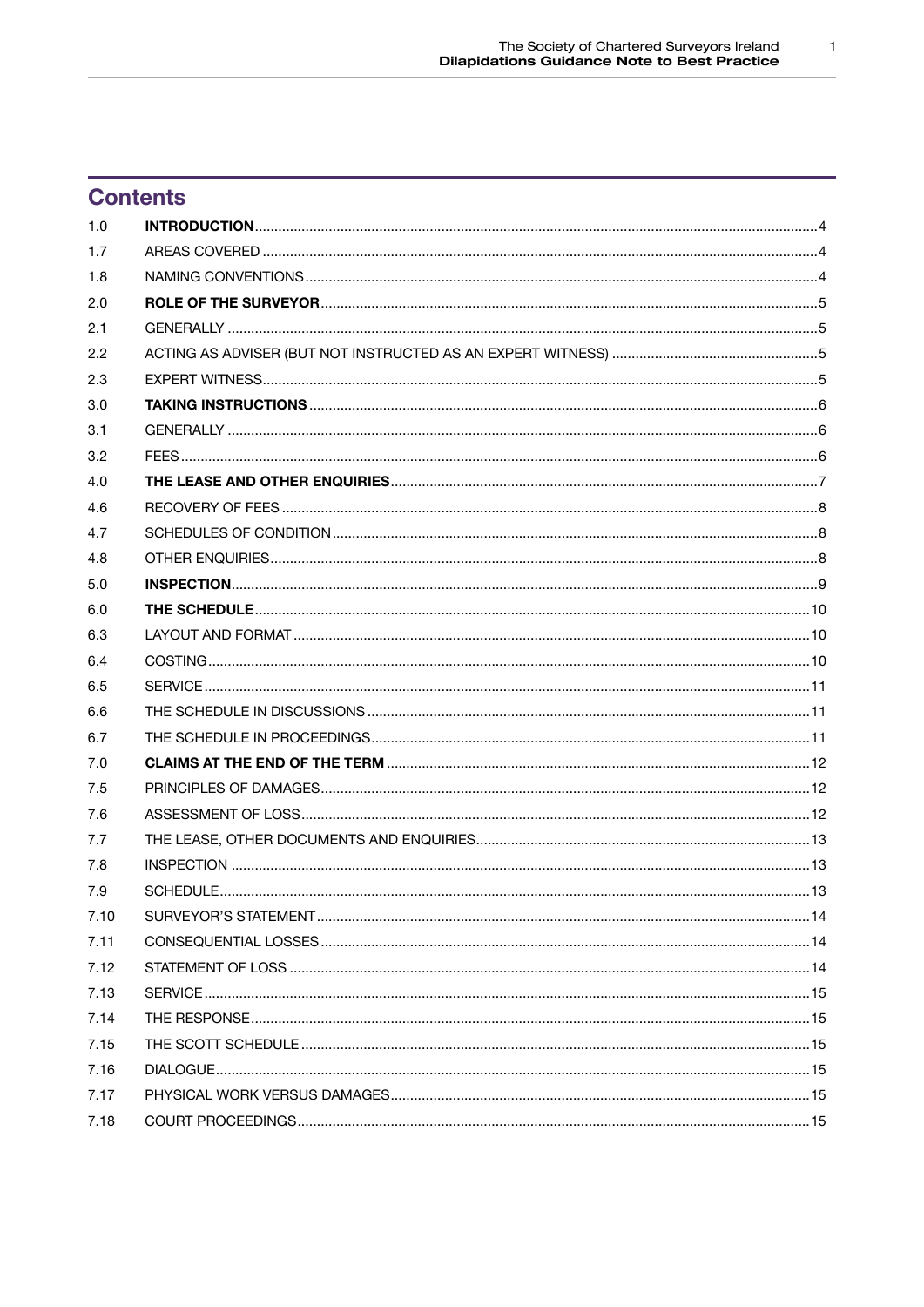## Contents

| | | |
|---|---|---|
| 1.0 | **INTRODUCTION** | 4 |
| 1.7 | AREAS COVERED | 4 |
| 1.8 | NAMING CONVENTIONS | 4 |
| 2.0 | **ROLE OF THE SURVEYOR** | 5 |
| 2.1 | GENERALLY | 5 |
| 2.2 | ACTING AS ADVISER (BUT NOT INSTRUCTED AS AN EXPERT WITNESS) | 5 |
| 2.3 | EXPERT WITNESS | 5 |
| 3.0 | **TAKING INSTRUCTIONS** | 6 |
| 3.1 | GENERALLY | 6 |
| 3.2 | FEES | 6 |
| 4.0 | **THE LEASE AND OTHER ENQUIRIES** | 7 |
| 4.6 | RECOVERY OF FEES | 8 |
| 4.7 | SCHEDULES OF CONDITION | 8 |
| 4.8 | OTHER ENQUIRIES | 8 |
| 5.0 | **INSPECTION** | 9 |
| 6.0 | **THE SCHEDULE** | 10 |
| 6.3 | LAYOUT AND FORMAT | 10 |
| 6.4 | COSTING | 10 |
| 6.5 | SERVICE | 11 |
| 6.6 | THE SCHEDULE IN DISCUSSIONS | 11 |
| 6.7 | THE SCHEDULE IN PROCEEDINGS | 11 |
| 7.0 | **CLAIMS AT THE END OF THE TERM** | 12 |
| 7.5 | PRINCIPLES OF DAMAGES | 12 |
| 7.6 | ASSESSMENT OF LOSS | 12 |
| 7.7 | THE LEASE, OTHER DOCUMENTS AND ENQUIRIES | 13 |
| 7.8 | INSPECTION | 13 |
| 7.9 | SCHEDULE | 13 |
| 7.10 | SURVEYOR'S STATEMENT | 14 |
| 7.11 | CONSEQUENTIAL LOSSES | 14 |
| 7.12 | STATEMENT OF LOSS | 14 |
| 7.13 | SERVICE | 15 |
| 7.14 | THE RESPONSE | 15 |
| 7.15 | THE SCOTT SCHEDULE | 15 |
| 7.16 | DIALOGUE | 15 |
| 7.17 | PHYSICAL WORK VERSUS DAMAGES | 15 |
| 7.18 | COURT PROCEEDINGS | 15 |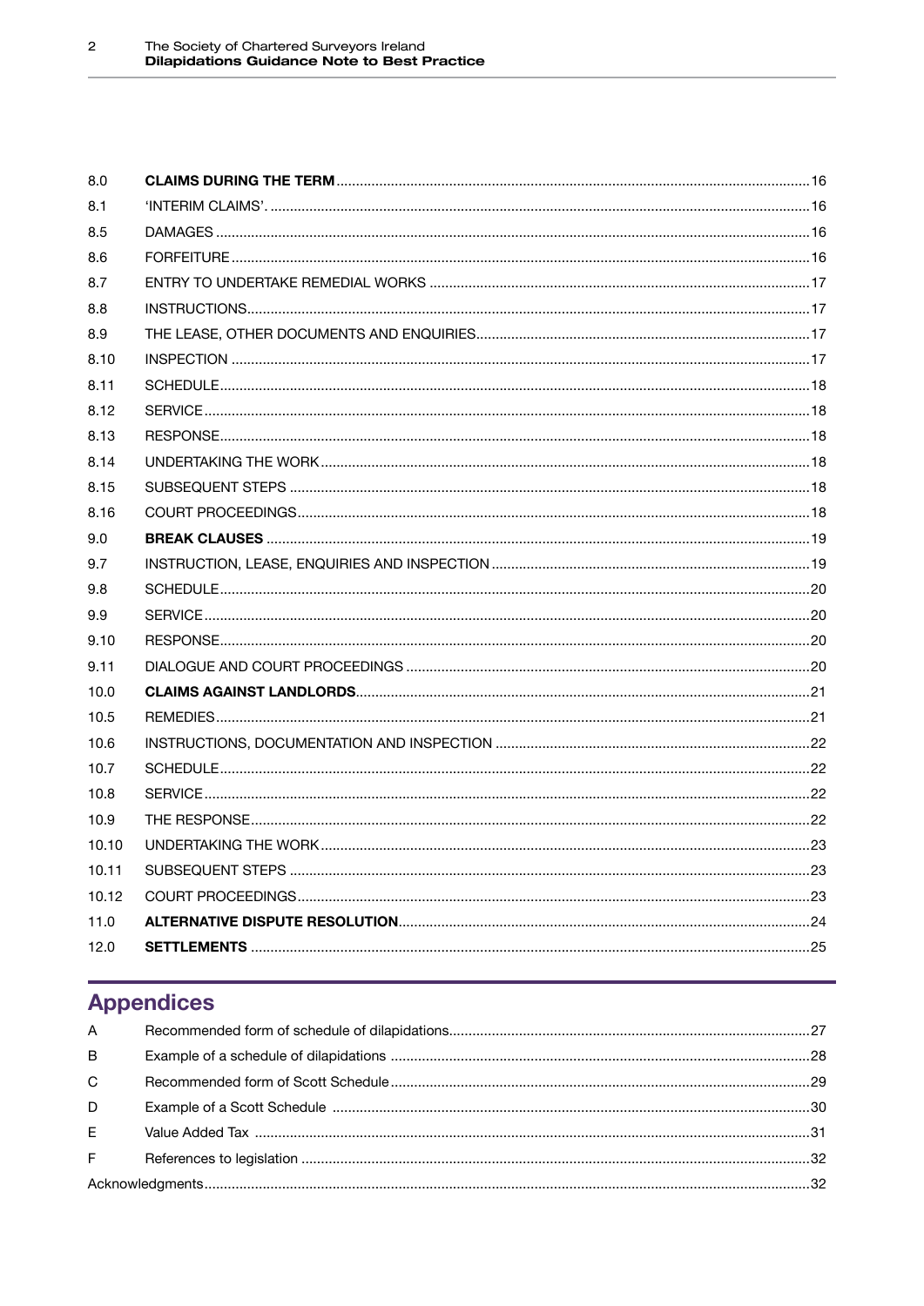| | | |
|---|---|---|
| 8.0 | **CLAIMS DURING THE TERM** | 16 |
| 8.1 | 'INTERIM CLAIMS'. | 16 |
| 8.5 | DAMAGES | 16 |
| 8.6 | FORFEITURE | 16 |
| 8.7 | ENTRY TO UNDERTAKE REMEDIAL WORKS | 17 |
| 8.8 | INSTRUCTIONS | 17 |
| 8.9 | THE LEASE, OTHER DOCUMENTS AND ENQUIRIES | 17 |
| 8.10 | INSPECTION | 17 |
| 8.11 | SCHEDULE | 18 |
| 8.12 | SERVICE | 18 |
| 8.13 | RESPONSE | 18 |
| 8.14 | UNDERTAKING THE WORK | 18 |
| 8.15 | SUBSEQUENT STEPS | 18 |
| 8.16 | COURT PROCEEDINGS | 18 |
| 9.0 | **BREAK CLAUSES** | 19 |
| 9.7 | INSTRUCTION, LEASE, ENQUIRIES AND INSPECTION | 19 |
| 9.8 | SCHEDULE | 20 |
| 9.9 | SERVICE | 20 |
| 9.10 | RESPONSE | 20 |
| 9.11 | DIALOGUE AND COURT PROCEEDINGS | 20 |
| 10.0 | **CLAIMS AGAINST LANDLORDS** | 21 |
| 10.5 | REMEDIES | 21 |
| 10.6 | INSTRUCTIONS, DOCUMENTATION AND INSPECTION | 22 |
| 10.7 | SCHEDULE | 22 |
| 10.8 | SERVICE | 22 |
| 10.9 | THE RESPONSE | 22 |
| 10.10 | UNDERTAKING THE WORK | 23 |
| 10.11 | SUBSEQUENT STEPS | 23 |
| 10.12 | COURT PROCEEDINGS | 23 |
| 11.0 | **ALTERNATIVE DISPUTE RESOLUTION** | 24 |
| 12.0 | **SETTLEMENTS** | 25 |

## Appendices

| | | |
|---|---|---|
| A | Recommended form of schedule of dilapidations | 27 |
| B | Example of a schedule of dilapidations | 28 |
| C | Recommended form of Scott Schedule | 29 |
| D | Example of a Scott Schedule | 30 |
| E | Value Added Tax | 31 |
| F | References to legislation | 32 |
| Acknowledgments | | 32 |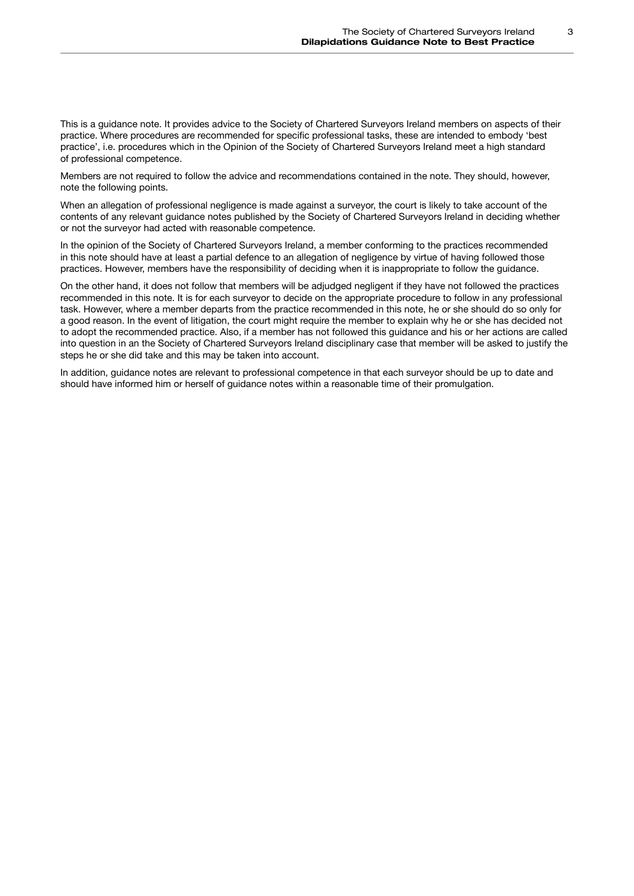This is a guidance note. It provides advice to the Society of Chartered Surveyors Ireland members on aspects of their practice. Where procedures are recommended for specific professional tasks, these are intended to embody 'best practice', i.e. procedures which in the Opinion of the Society of Chartered Surveyors Ireland meet a high standard of professional competence.

Members are not required to follow the advice and recommendations contained in the note. They should, however, note the following points.

When an allegation of professional negligence is made against a surveyor, the court is likely to take account of the contents of any relevant guidance notes published by the Society of Chartered Surveyors Ireland in deciding whether or not the surveyor had acted with reasonable competence.

In the opinion of the Society of Chartered Surveyors Ireland, a member conforming to the practices recommended in this note should have at least a partial defence to an allegation of negligence by virtue of having followed those practices. However, members have the responsibility of deciding when it is inappropriate to follow the guidance.

On the other hand, it does not follow that members will be adjudged negligent if they have not followed the practices recommended in this note. It is for each surveyor to decide on the appropriate procedure to follow in any professional task. However, where a member departs from the practice recommended in this note, he or she should do so only for a good reason. In the event of litigation, the court might require the member to explain why he or she has decided not to adopt the recommended practice. Also, if a member has not followed this guidance and his or her actions are called into question in an the Society of Chartered Surveyors Ireland disciplinary case that member will be asked to justify the steps he or she did take and this may be taken into account.

In addition, guidance notes are relevant to professional competence in that each surveyor should be up to date and should have informed him or herself of guidance notes within a reasonable time of their promulgation.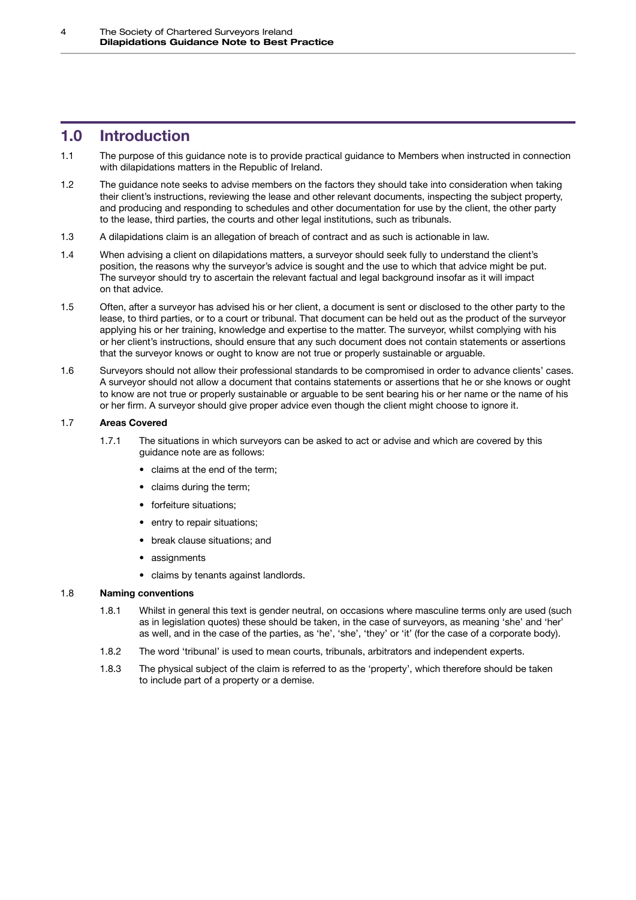## 1.0 Introduction

1.1 The purpose of this guidance note is to provide practical guidance to Members when instructed in connection with dilapidations matters in the Republic of Ireland.

1.2 The guidance note seeks to advise members on the factors they should take into consideration when taking their client's instructions, reviewing the lease and other relevant documents, inspecting the subject property, and producing and responding to schedules and other documentation for use by the client, the other party to the lease, third parties, the courts and other legal institutions, such as tribunals.

1.3 A dilapidations claim is an allegation of breach of contract and as such is actionable in law.

1.4 When advising a client on dilapidations matters, a surveyor should seek fully to understand the client's position, the reasons why the surveyor's advice is sought and the use to which that advice might be put. The surveyor should try to ascertain the relevant factual and legal background insofar as it will impact on that advice.

1.5 Often, after a surveyor has advised his or her client, a document is sent or disclosed to the other party to the lease, to third parties, or to a court or tribunal. That document can be held out as the product of the surveyor applying his or her training, knowledge and expertise to the matter. The surveyor, whilst complying with his or her client's instructions, should ensure that any such document does not contain statements or assertions that the surveyor knows or ought to know are not true or properly sustainable or arguable.

1.6 Surveyors should not allow their professional standards to be compromised in order to advance clients' cases. A surveyor should not allow a document that contains statements or assertions that he or she knows or ought to know are not true or properly sustainable or arguable to be sent bearing his or her name or the name of his or her firm. A surveyor should give proper advice even though the client might choose to ignore it.

1.7 **Areas Covered**

1.7.1 The situations in which surveyors can be asked to act or advise and which are covered by this guidance note are as follows:

- claims at the end of the term;
- claims during the term;
- forfeiture situations;
- entry to repair situations;
- break clause situations; and
- assignments
- claims by tenants against landlords.

1.8 **Naming conventions**

1.8.1 Whilst in general this text is gender neutral, on occasions where masculine terms only are used (such as in legislation quotes) these should be taken, in the case of surveyors, as meaning 'she' and 'her' as well, and in the case of the parties, as 'he', 'she', 'they' or 'it' (for the case of a corporate body).

1.8.2 The word 'tribunal' is used to mean courts, tribunals, arbitrators and independent experts.

1.8.3 The physical subject of the claim is referred to as the 'property', which therefore should be taken to include part of a property or a demise.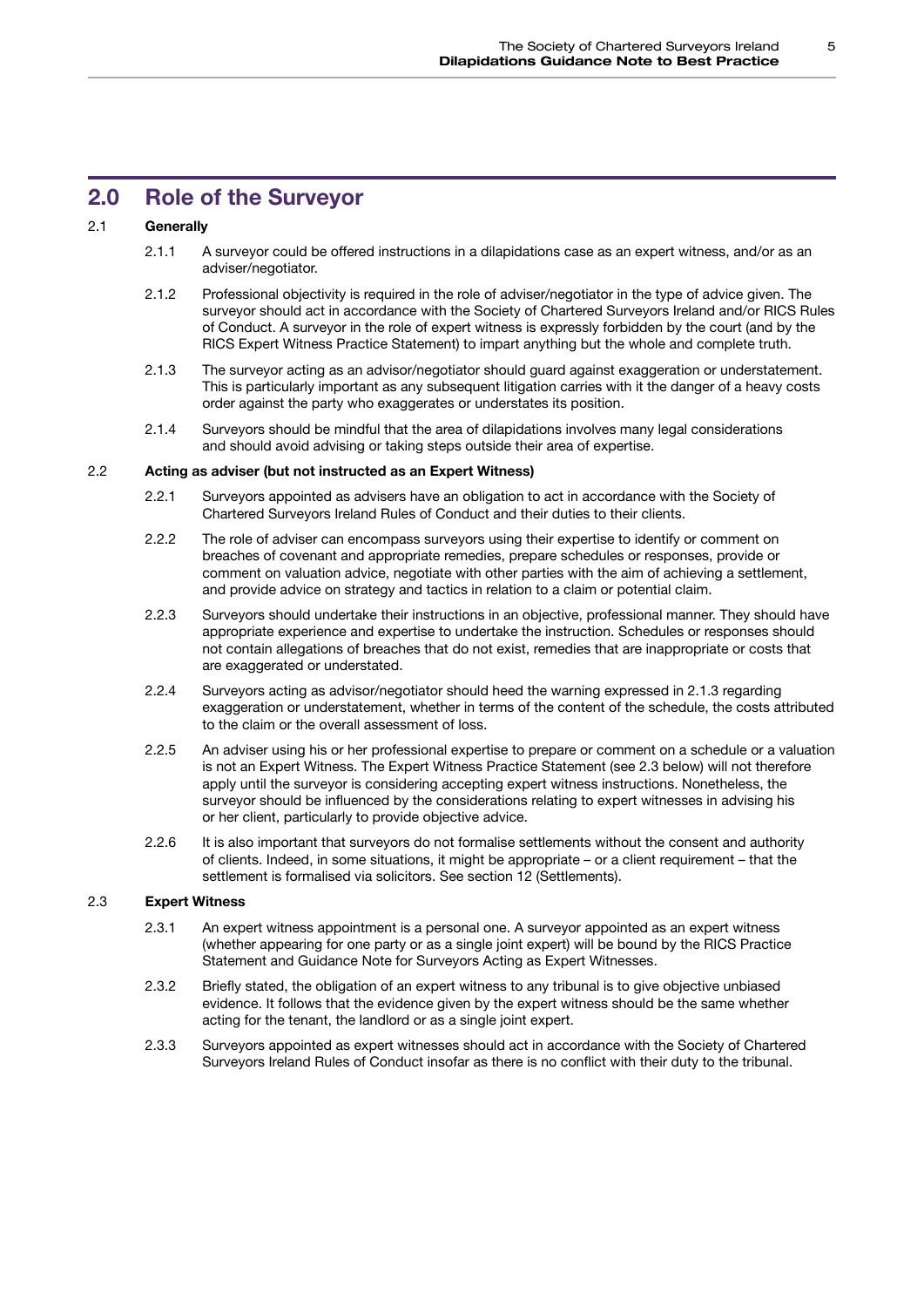## 2.0 Role of the Surveyor

### 2.1 Generally

2.1.1 A surveyor could be offered instructions in a dilapidations case as an expert witness, and/or as an adviser/negotiator.

2.1.2 Professional objectivity is required in the role of adviser/negotiator in the type of advice given. The surveyor should act in accordance with the Society of Chartered Surveyors Ireland and/or RICS Rules of Conduct. A surveyor in the role of expert witness is expressly forbidden by the court (and by the RICS Expert Witness Practice Statement) to impart anything but the whole and complete truth.

2.1.3 The surveyor acting as an advisor/negotiator should guard against exaggeration or understatement. This is particularly important as any subsequent litigation carries with it the danger of a heavy costs order against the party who exaggerates or understates its position.

2.1.4 Surveyors should be mindful that the area of dilapidations involves many legal considerations and should avoid advising or taking steps outside their area of expertise.

### 2.2 Acting as adviser (but not instructed as an Expert Witness)

2.2.1 Surveyors appointed as advisers have an obligation to act in accordance with the Society of Chartered Surveyors Ireland Rules of Conduct and their duties to their clients.

2.2.2 The role of adviser can encompass surveyors using their expertise to identify or comment on breaches of covenant and appropriate remedies, prepare schedules or responses, provide or comment on valuation advice, negotiate with other parties with the aim of achieving a settlement, and provide advice on strategy and tactics in relation to a claim or potential claim.

2.2.3 Surveyors should undertake their instructions in an objective, professional manner. They should have appropriate experience and expertise to undertake the instruction. Schedules or responses should not contain allegations of breaches that do not exist, remedies that are inappropriate or costs that are exaggerated or understated.

2.2.4 Surveyors acting as advisor/negotiator should heed the warning expressed in 2.1.3 regarding exaggeration or understatement, whether in terms of the content of the schedule, the costs attributed to the claim or the overall assessment of loss.

2.2.5 An adviser using his or her professional expertise to prepare or comment on a schedule or a valuation is not an Expert Witness. The Expert Witness Practice Statement (see 2.3 below) will not therefore apply until the surveyor is considering accepting expert witness instructions. Nonetheless, the surveyor should be influenced by the considerations relating to expert witnesses in advising his or her client, particularly to provide objective advice.

2.2.6 It is also important that surveyors do not formalise settlements without the consent and authority of clients. Indeed, in some situations, it might be appropriate – or a client requirement – that the settlement is formalised via solicitors. See section 12 (Settlements).

### 2.3 Expert Witness

2.3.1 An expert witness appointment is a personal one. A surveyor appointed as an expert witness (whether appearing for one party or as a single joint expert) will be bound by the RICS Practice Statement and Guidance Note for Surveyors Acting as Expert Witnesses.

2.3.2 Briefly stated, the obligation of an expert witness to any tribunal is to give objective unbiased evidence. It follows that the evidence given by the expert witness should be the same whether acting for the tenant, the landlord or as a single joint expert.

2.3.3 Surveyors appointed as expert witnesses should act in accordance with the Society of Chartered Surveyors Ireland Rules of Conduct insofar as there is no conflict with their duty to the tribunal.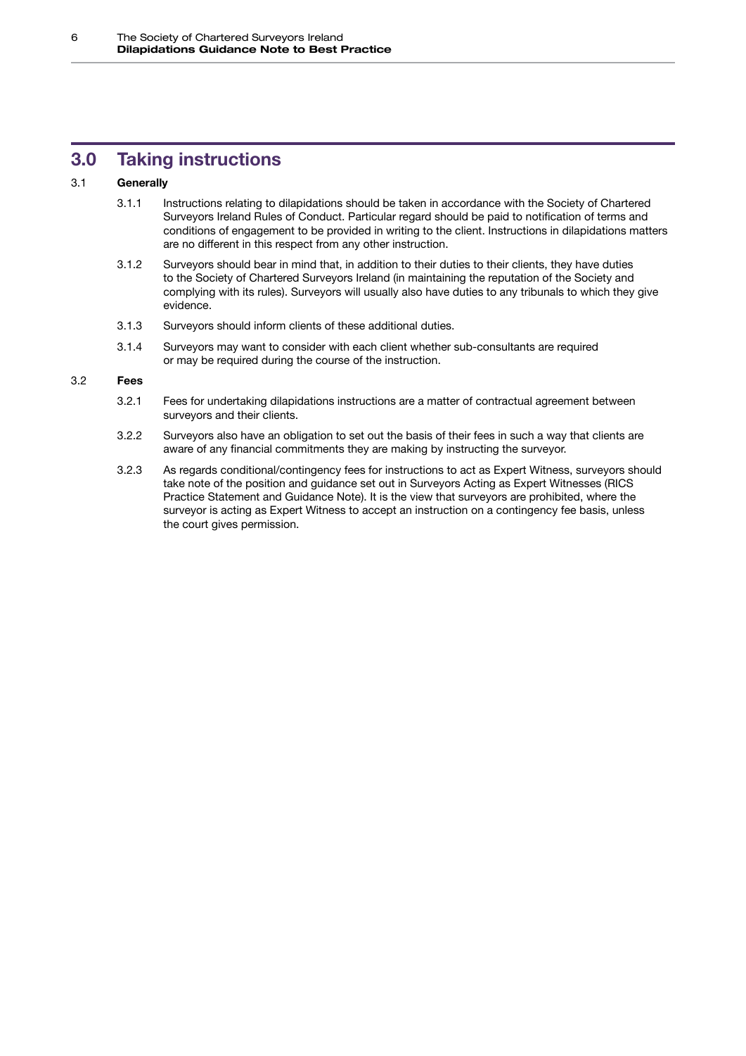## 3.0 Taking instructions

### 3.1 Generally

3.1.1 Instructions relating to dilapidations should be taken in accordance with the Society of Chartered Surveyors Ireland Rules of Conduct. Particular regard should be paid to notification of terms and conditions of engagement to be provided in writing to the client. Instructions in dilapidations matters are no different in this respect from any other instruction.

3.1.2 Surveyors should bear in mind that, in addition to their duties to their clients, they have duties to the Society of Chartered Surveyors Ireland (in maintaining the reputation of the Society and complying with its rules). Surveyors will usually also have duties to any tribunals to which they give evidence.

3.1.3 Surveyors should inform clients of these additional duties.

3.1.4 Surveyors may want to consider with each client whether sub-consultants are required or may be required during the course of the instruction.

### 3.2 Fees

3.2.1 Fees for undertaking dilapidations instructions are a matter of contractual agreement between surveyors and their clients.

3.2.2 Surveyors also have an obligation to set out the basis of their fees in such a way that clients are aware of any financial commitments they are making by instructing the surveyor.

3.2.3 As regards conditional/contingency fees for instructions to act as Expert Witness, surveyors should take note of the position and guidance set out in Surveyors Acting as Expert Witnesses (RICS Practice Statement and Guidance Note). It is the view that surveyors are prohibited, where the surveyor is acting as Expert Witness to accept an instruction on a contingency fee basis, unless the court gives permission.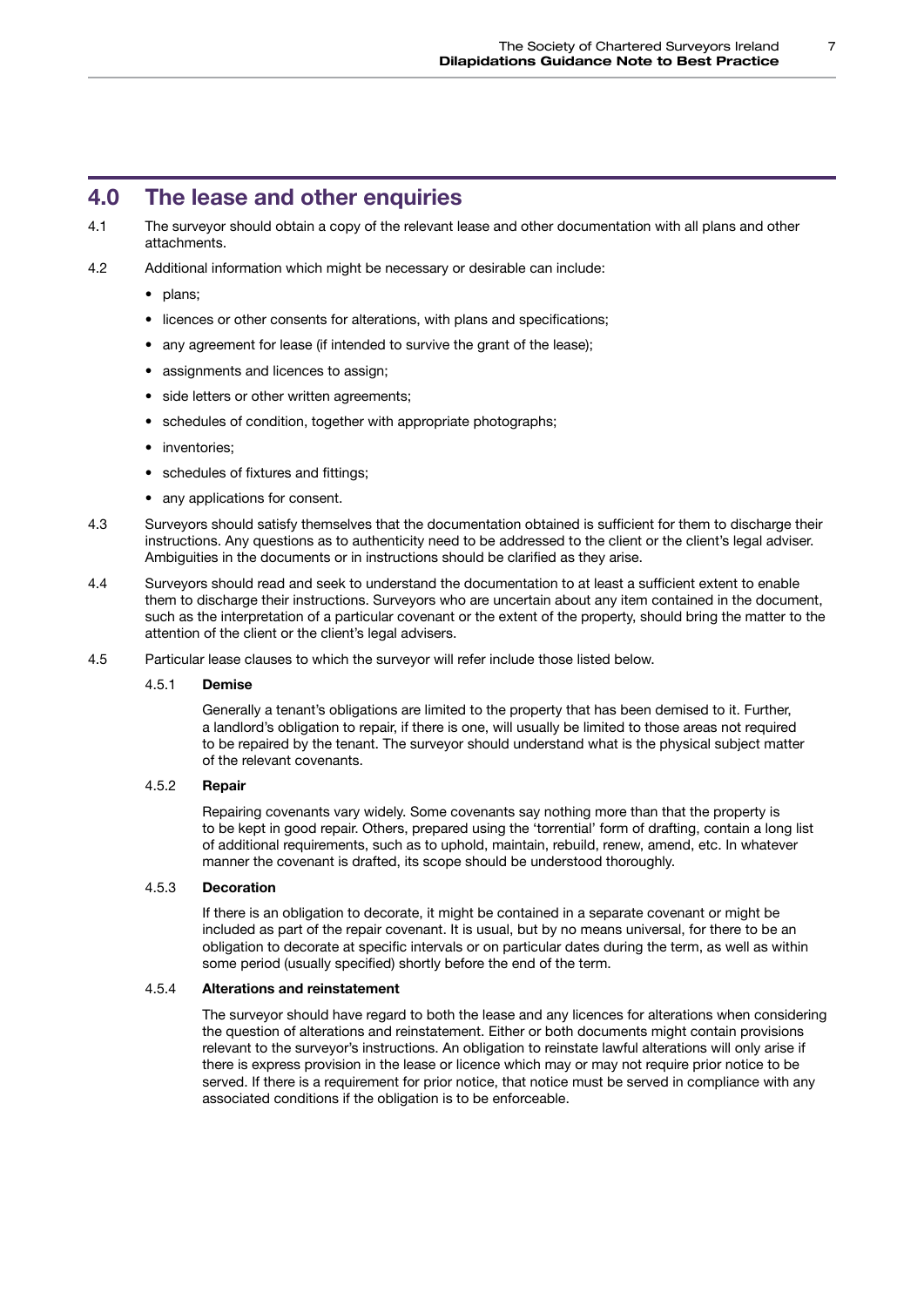## 4.0 The lease and other enquiries

4.1 The surveyor should obtain a copy of the relevant lease and other documentation with all plans and other attachments.

4.2 Additional information which might be necessary or desirable can include:

- plans;
- licences or other consents for alterations, with plans and specifications;
- any agreement for lease (if intended to survive the grant of the lease);
- assignments and licences to assign;
- side letters or other written agreements;
- schedules of condition, together with appropriate photographs;
- inventories;
- schedules of fixtures and fittings;
- any applications for consent.

4.3 Surveyors should satisfy themselves that the documentation obtained is sufficient for them to discharge their instructions. Any questions as to authenticity need to be addressed to the client or the client's legal adviser. Ambiguities in the documents or in instructions should be clarified as they arise.

4.4 Surveyors should read and seek to understand the documentation to at least a sufficient extent to enable them to discharge their instructions. Surveyors who are uncertain about any item contained in the document, such as the interpretation of a particular covenant or the extent of the property, should bring the matter to the attention of the client or the client's legal advisers.

4.5 Particular lease clauses to which the surveyor will refer include those listed below.

### 4.5.1 Demise

Generally a tenant's obligations are limited to the property that has been demised to it. Further, a landlord's obligation to repair, if there is one, will usually be limited to those areas not required to be repaired by the tenant. The surveyor should understand what is the physical subject matter of the relevant covenants.

### 4.5.2 Repair

Repairing covenants vary widely. Some covenants say nothing more than that the property is to be kept in good repair. Others, prepared using the 'torrential' form of drafting, contain a long list of additional requirements, such as to uphold, maintain, rebuild, renew, amend, etc. In whatever manner the covenant is drafted, its scope should be understood thoroughly.

### 4.5.3 Decoration

If there is an obligation to decorate, it might be contained in a separate covenant or might be included as part of the repair covenant. It is usual, but by no means universal, for there to be an obligation to decorate at specific intervals or on particular dates during the term, as well as within some period (usually specified) shortly before the end of the term.

### 4.5.4 Alterations and reinstatement

The surveyor should have regard to both the lease and any licences for alterations when considering the question of alterations and reinstatement. Either or both documents might contain provisions relevant to the surveyor's instructions. An obligation to reinstate lawful alterations will only arise if there is express provision in the lease or licence which may or may not require prior notice to be served. If there is a requirement for prior notice, that notice must be served in compliance with any associated conditions if the obligation is to be enforceable.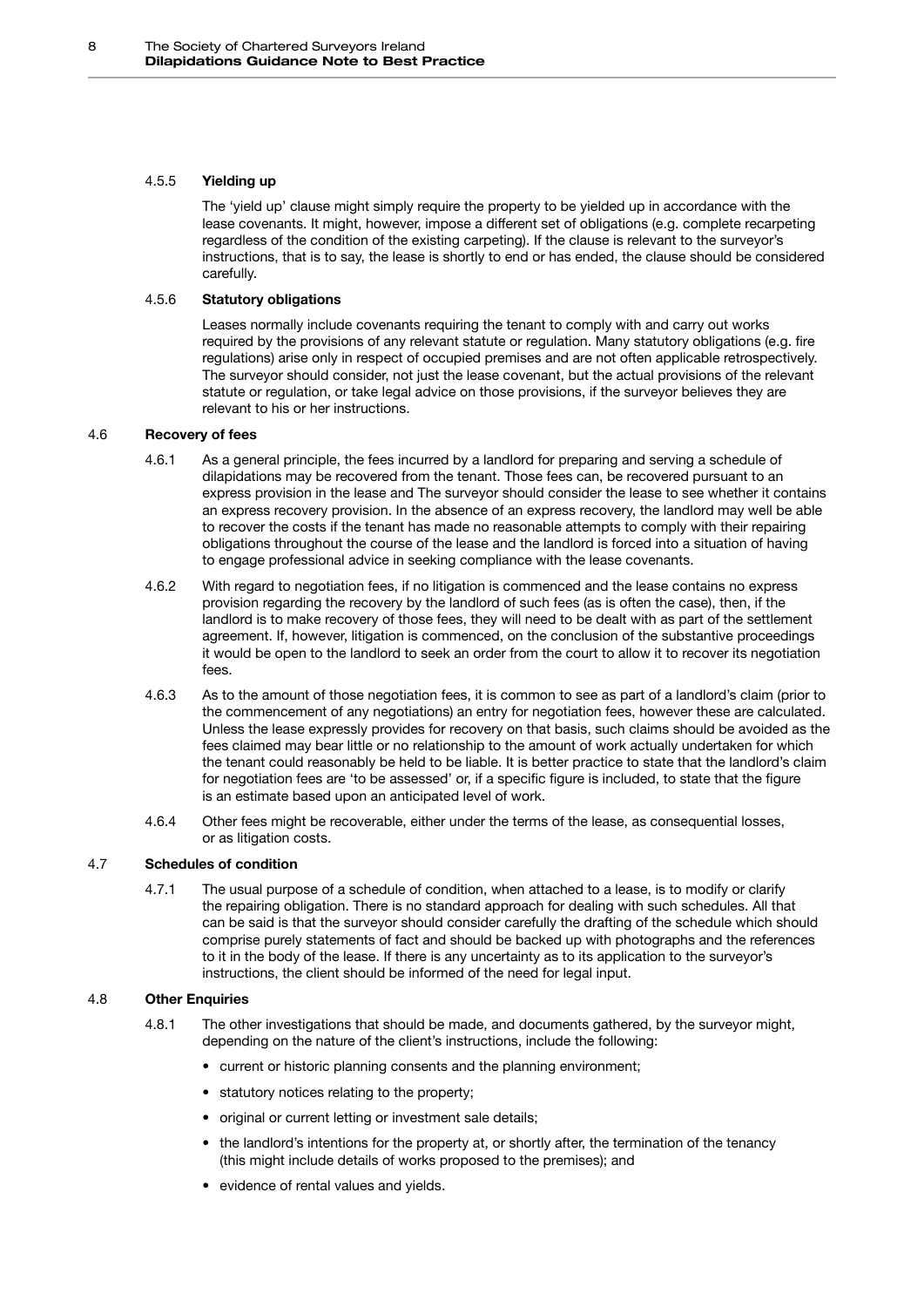#### 4.5.5 Yielding up

The 'yield up' clause might simply require the property to be yielded up in accordance with the lease covenants. It might, however, impose a different set of obligations (e.g. complete recarpeting regardless of the condition of the existing carpeting). If the clause is relevant to the surveyor's instructions, that is to say, the lease is shortly to end or has ended, the clause should be considered carefully.

#### 4.5.6 Statutory obligations

Leases normally include covenants requiring the tenant to comply with and carry out works required by the provisions of any relevant statute or regulation. Many statutory obligations (e.g. fire regulations) arise only in respect of occupied premises and are not often applicable retrospectively. The surveyor should consider, not just the lease covenant, but the actual provisions of the relevant statute or regulation, or take legal advice on those provisions, if the surveyor believes they are relevant to his or her instructions.

### 4.6 Recovery of fees

4.6.1 As a general principle, the fees incurred by a landlord for preparing and serving a schedule of dilapidations may be recovered from the tenant. Those fees can, be recovered pursuant to an express provision in the lease and The surveyor should consider the lease to see whether it contains an express recovery provision. In the absence of an express recovery, the landlord may well be able to recover the costs if the tenant has made no reasonable attempts to comply with their repairing obligations throughout the course of the lease and the landlord is forced into a situation of having to engage professional advice in seeking compliance with the lease covenants.

4.6.2 With regard to negotiation fees, if no litigation is commenced and the lease contains no express provision regarding the recovery by the landlord of such fees (as is often the case), then, if the landlord is to make recovery of those fees, they will need to be dealt with as part of the settlement agreement. If, however, litigation is commenced, on the conclusion of the substantive proceedings it would be open to the landlord to seek an order from the court to allow it to recover its negotiation fees.

4.6.3 As to the amount of those negotiation fees, it is common to see as part of a landlord's claim (prior to the commencement of any negotiations) an entry for negotiation fees, however these are calculated. Unless the lease expressly provides for recovery on that basis, such claims should be avoided as the fees claimed may bear little or no relationship to the amount of work actually undertaken for which the tenant could reasonably be held to be liable. It is better practice to state that the landlord's claim for negotiation fees are 'to be assessed' or, if a specific figure is included, to state that the figure is an estimate based upon an anticipated level of work.

4.6.4 Other fees might be recoverable, either under the terms of the lease, as consequential losses, or as litigation costs.

### 4.7 Schedules of condition

4.7.1 The usual purpose of a schedule of condition, when attached to a lease, is to modify or clarify the repairing obligation. There is no standard approach for dealing with such schedules. All that can be said is that the surveyor should consider carefully the drafting of the schedule which should comprise purely statements of fact and should be backed up with photographs and the references to it in the body of the lease. If there is any uncertainty as to its application to the surveyor's instructions, the client should be informed of the need for legal input.

### 4.8 Other Enquiries

4.8.1 The other investigations that should be made, and documents gathered, by the surveyor might, depending on the nature of the client's instructions, include the following:

- current or historic planning consents and the planning environment;
- statutory notices relating to the property;
- original or current letting or investment sale details;
- the landlord's intentions for the property at, or shortly after, the termination of the tenancy (this might include details of works proposed to the premises); and
- evidence of rental values and yields.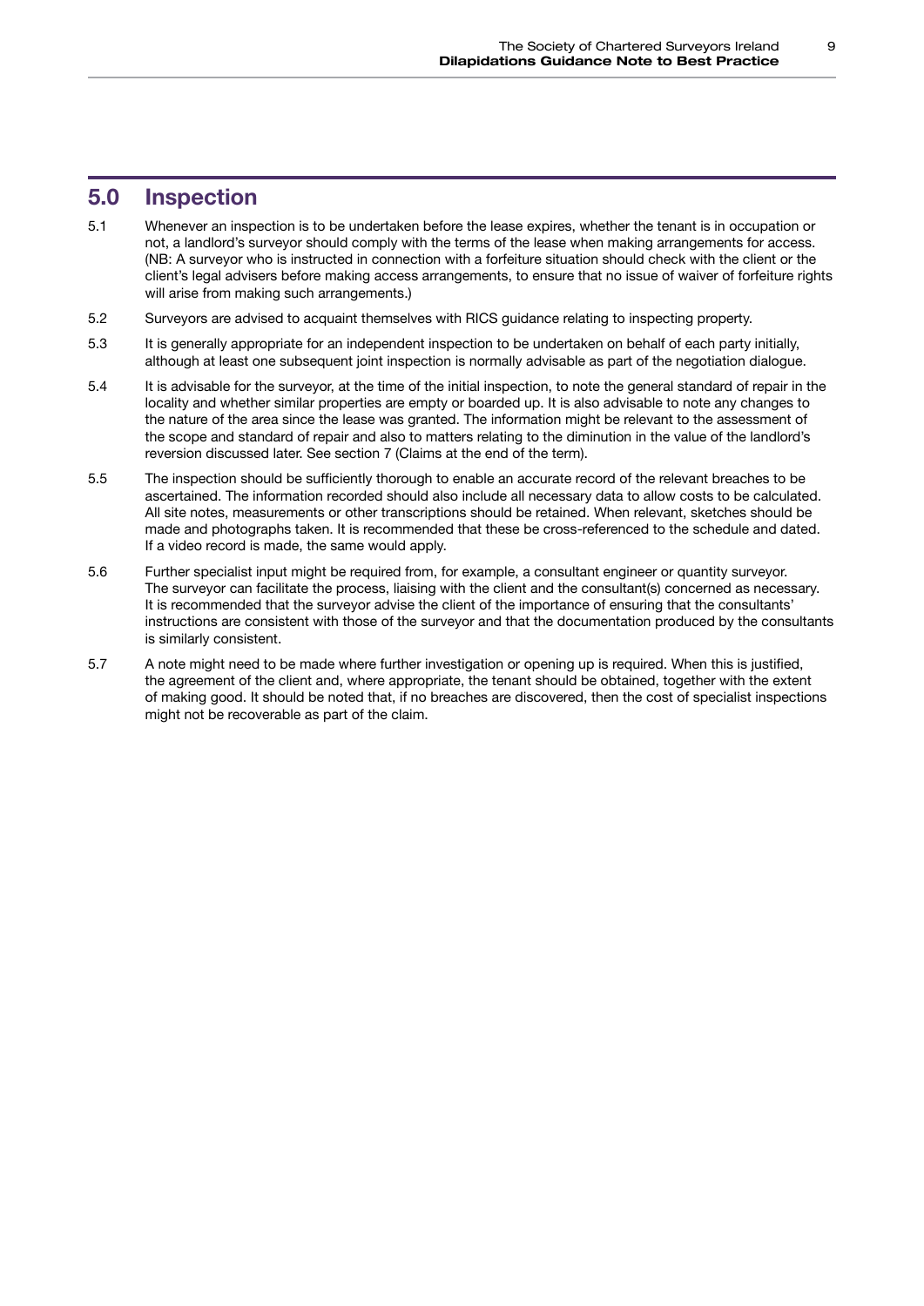## 5.0 Inspection

5.1 Whenever an inspection is to be undertaken before the lease expires, whether the tenant is in occupation or not, a landlord's surveyor should comply with the terms of the lease when making arrangements for access. (NB: A surveyor who is instructed in connection with a forfeiture situation should check with the client or the client's legal advisers before making access arrangements, to ensure that no issue of waiver of forfeiture rights will arise from making such arrangements.)

5.2 Surveyors are advised to acquaint themselves with RICS guidance relating to inspecting property.

5.3 It is generally appropriate for an independent inspection to be undertaken on behalf of each party initially, although at least one subsequent joint inspection is normally advisable as part of the negotiation dialogue.

5.4 It is advisable for the surveyor, at the time of the initial inspection, to note the general standard of repair in the locality and whether similar properties are empty or boarded up. It is also advisable to note any changes to the nature of the area since the lease was granted. The information might be relevant to the assessment of the scope and standard of repair and also to matters relating to the diminution in the value of the landlord's reversion discussed later. See section 7 (Claims at the end of the term).

5.5 The inspection should be sufficiently thorough to enable an accurate record of the relevant breaches to be ascertained. The information recorded should also include all necessary data to allow costs to be calculated. All site notes, measurements or other transcriptions should be retained. When relevant, sketches should be made and photographs taken. It is recommended that these be cross-referenced to the schedule and dated. If a video record is made, the same would apply.

5.6 Further specialist input might be required from, for example, a consultant engineer or quantity surveyor. The surveyor can facilitate the process, liaising with the client and the consultant(s) concerned as necessary. It is recommended that the surveyor advise the client of the importance of ensuring that the consultants' instructions are consistent with those of the surveyor and that the documentation produced by the consultants is similarly consistent.

5.7 A note might need to be made where further investigation or opening up is required. When this is justified, the agreement of the client and, where appropriate, the tenant should be obtained, together with the extent of making good. It should be noted that, if no breaches are discovered, then the cost of specialist inspections might not be recoverable as part of the claim.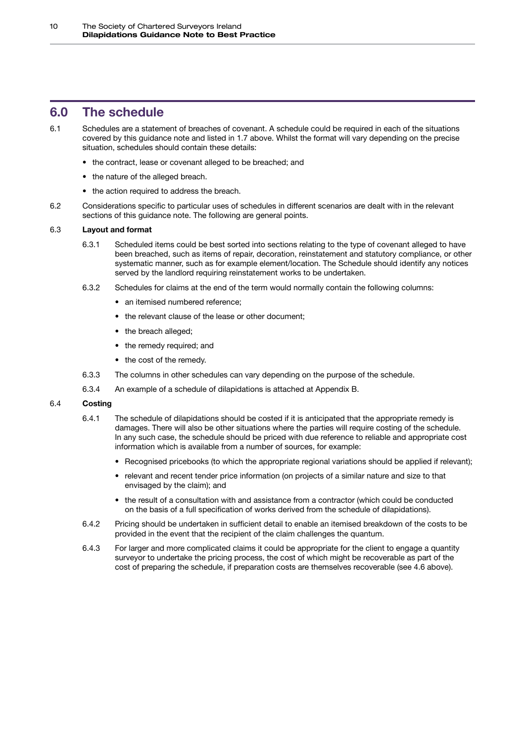# 6.0 The schedule

6.1 Schedules are a statement of breaches of covenant. A schedule could be required in each of the situations covered by this guidance note and listed in 1.7 above. Whilst the format will vary depending on the precise situation, schedules should contain these details:

- the contract, lease or covenant alleged to be breached; and
- the nature of the alleged breach.
- the action required to address the breach.

6.2 Considerations specific to particular uses of schedules in different scenarios are dealt with in the relevant sections of this guidance note. The following are general points.

6.3 **Layout and format**

6.3.1 Scheduled items could be best sorted into sections relating to the type of covenant alleged to have been breached, such as items of repair, decoration, reinstatement and statutory compliance, or other systematic manner, such as for example element/location. The Schedule should identify any notices served by the landlord requiring reinstatement works to be undertaken.

6.3.2 Schedules for claims at the end of the term would normally contain the following columns:

- an itemised numbered reference;
- the relevant clause of the lease or other document;
- the breach alleged;
- the remedy required; and
- the cost of the remedy.

6.3.3 The columns in other schedules can vary depending on the purpose of the schedule.

6.3.4 An example of a schedule of dilapidations is attached at Appendix B.

6.4 **Costing**

6.4.1 The schedule of dilapidations should be costed if it is anticipated that the appropriate remedy is damages. There will also be other situations where the parties will require costing of the schedule. In any such case, the schedule should be priced with due reference to reliable and appropriate cost information which is available from a number of sources, for example:

- Recognised pricebooks (to which the appropriate regional variations should be applied if relevant);
- relevant and recent tender price information (on projects of a similar nature and size to that envisaged by the claim); and
- the result of a consultation with and assistance from a contractor (which could be conducted on the basis of a full specification of works derived from the schedule of dilapidations).

6.4.2 Pricing should be undertaken in sufficient detail to enable an itemised breakdown of the costs to be provided in the event that the recipient of the claim challenges the quantum.

6.4.3 For larger and more complicated claims it could be appropriate for the client to engage a quantity surveyor to undertake the pricing process, the cost of which might be recoverable as part of the cost of preparing the schedule, if preparation costs are themselves recoverable (see 4.6 above).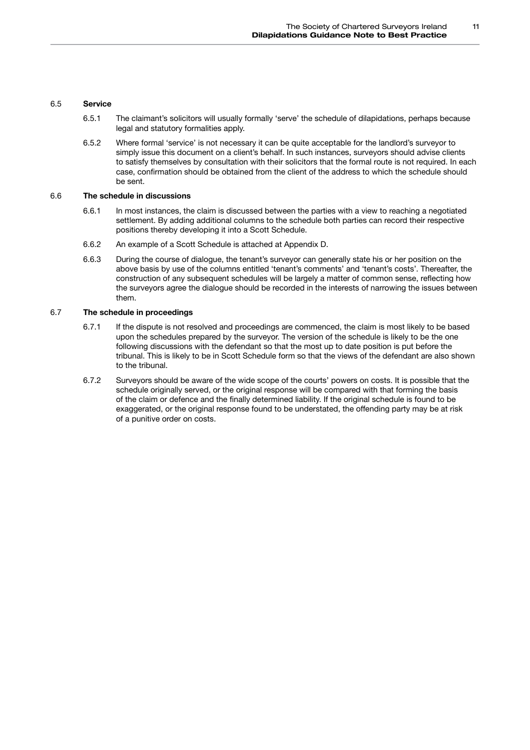### 6.5 Service

6.5.1 The claimant's solicitors will usually formally 'serve' the schedule of dilapidations, perhaps because legal and statutory formalities apply.

6.5.2 Where formal 'service' is not necessary it can be quite acceptable for the landlord's surveyor to simply issue this document on a client's behalf. In such instances, surveyors should advise clients to satisfy themselves by consultation with their solicitors that the formal route is not required. In each case, confirmation should be obtained from the client of the address to which the schedule should be sent.

### 6.6 The schedule in discussions

6.6.1 In most instances, the claim is discussed between the parties with a view to reaching a negotiated settlement. By adding additional columns to the schedule both parties can record their respective positions thereby developing it into a Scott Schedule.

6.6.2 An example of a Scott Schedule is attached at Appendix D.

6.6.3 During the course of dialogue, the tenant's surveyor can generally state his or her position on the above basis by use of the columns entitled 'tenant's comments' and 'tenant's costs'. Thereafter, the construction of any subsequent schedules will be largely a matter of common sense, reflecting how the surveyors agree the dialogue should be recorded in the interests of narrowing the issues between them.

### 6.7 The schedule in proceedings

6.7.1 If the dispute is not resolved and proceedings are commenced, the claim is most likely to be based upon the schedules prepared by the surveyor. The version of the schedule is likely to be the one following discussions with the defendant so that the most up to date position is put before the tribunal. This is likely to be in Scott Schedule form so that the views of the defendant are also shown to the tribunal.

6.7.2 Surveyors should be aware of the wide scope of the courts' powers on costs. It is possible that the schedule originally served, or the original response will be compared with that forming the basis of the claim or defence and the finally determined liability. If the original schedule is found to be exaggerated, or the original response found to be understated, the offending party may be at risk of a punitive order on costs.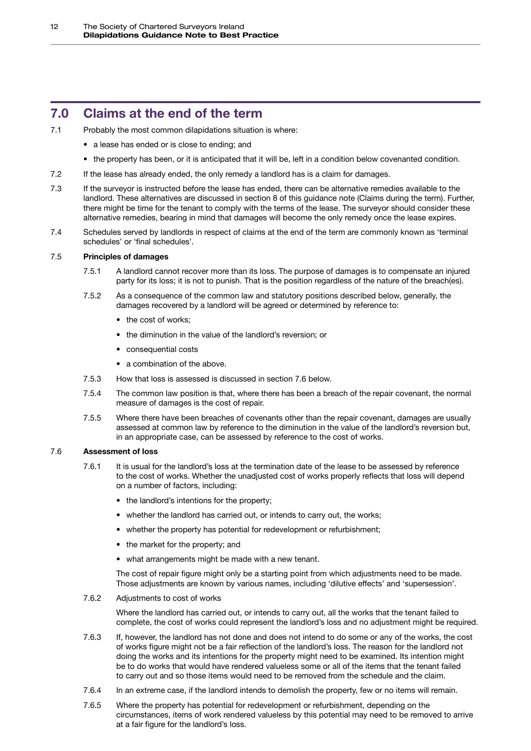## 7.0 Claims at the end of the term

7.1 Probably the most common dilapidations situation is where:

- a lease has ended or is close to ending; and
- the property has been, or it is anticipated that it will be, left in a condition below covenanted condition.

7.2 If the lease has already ended, the only remedy a landlord has is a claim for damages.

7.3 If the surveyor is instructed before the lease has ended, there can be alternative remedies available to the landlord. These alternatives are discussed in section 8 of this guidance note (Claims during the term). Further, there might be time for the tenant to comply with the terms of the lease. The surveyor should consider these alternative remedies, bearing in mind that damages will become the only remedy once the lease expires.

7.4 Schedules served by landlords in respect of claims at the end of the term are commonly known as 'terminal schedules' or 'final schedules'.

7.5 **Principles of damages**

7.5.1 A landlord cannot recover more than its loss. The purpose of damages is to compensate an injured party for its loss; it is not to punish. That is the position regardless of the nature of the breach(es).

7.5.2 As a consequence of the common law and statutory positions described below, generally, the damages recovered by a landlord will be agreed or determined by reference to:

- the cost of works;
- the diminution in the value of the landlord's reversion; or
- consequential costs
- a combination of the above.

7.5.3 How that loss is assessed is discussed in section 7.6 below.

7.5.4 The common law position is that, where there has been a breach of the repair covenant, the normal measure of damages is the cost of repair.

7.5.5 Where there have been breaches of covenants other than the repair covenant, damages are usually assessed at common law by reference to the diminution in the value of the landlord's reversion but, in an appropriate case, can be assessed by reference to the cost of works.

7.6 **Assessment of loss**

7.6.1 It is usual for the landlord's loss at the termination date of the lease to be assessed by reference to the cost of works. Whether the unadjusted cost of works properly reflects that loss will depend on a number of factors, including:

- the landlord's intentions for the property;
- whether the landlord has carried out, or intends to carry out, the works;
- whether the property has potential for redevelopment or refurbishment;
- the market for the property; and
- what arrangements might be made with a new tenant.

The cost of repair figure might only be a starting point from which adjustments need to be made. Those adjustments are known by various names, including 'dilutive effects' and 'supersession'.

7.6.2 Adjustments to cost of works

Where the landlord has carried out, or intends to carry out, all the works that the tenant failed to complete, the cost of works could represent the landlord's loss and no adjustment might be required.

7.6.3 If, however, the landlord has not done and does not intend to do some or any of the works, the cost of works figure might not be a fair reflection of the landlord's loss. The reason for the landlord not doing the works and its intentions for the property might need to be examined. Its intention might be to do works that would have rendered valueless some or all of the items that the tenant failed to carry out and so those items would need to be removed from the schedule and the claim.

7.6.4 In an extreme case, if the landlord intends to demolish the property, few or no items will remain.

7.6.5 Where the property has potential for redevelopment or refurbishment, depending on the circumstances, items of work rendered valueless by this potential may need to be removed to arrive at a fair figure for the landlord's loss.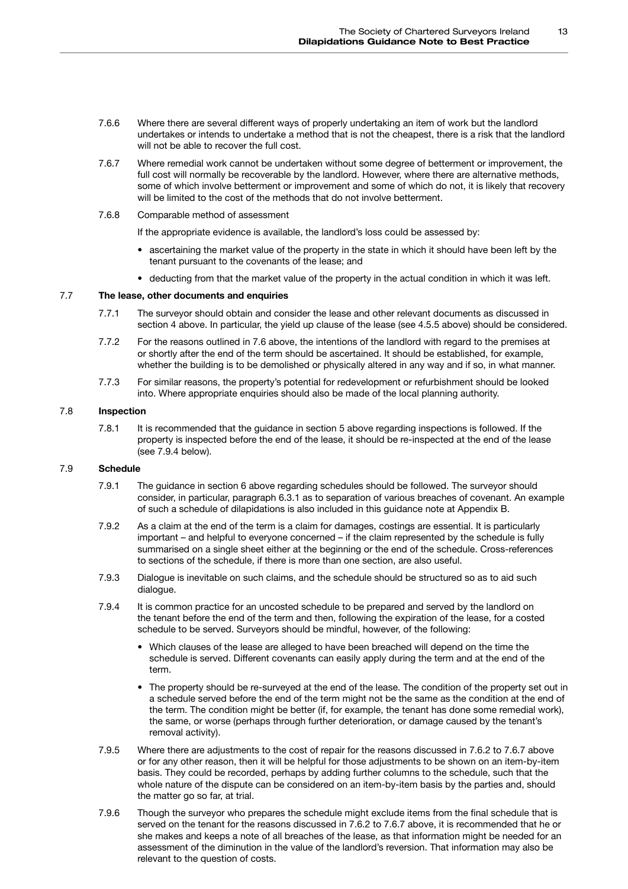7.6.6 Where there are several different ways of properly undertaking an item of work but the landlord undertakes or intends to undertake a method that is not the cheapest, there is a risk that the landlord will not be able to recover the full cost.

7.6.7 Where remedial work cannot be undertaken without some degree of betterment or improvement, the full cost will normally be recoverable by the landlord. However, where there are alternative methods, some of which involve betterment or improvement and some of which do not, it is likely that recovery will be limited to the cost of the methods that do not involve betterment.

7.6.8 Comparable method of assessment

If the appropriate evidence is available, the landlord's loss could be assessed by:

- ascertaining the market value of the property in the state in which it should have been left by the tenant pursuant to the covenants of the lease; and
- deducting from that the market value of the property in the actual condition in which it was left.

## 7.7 The lease, other documents and enquiries

7.7.1 The surveyor should obtain and consider the lease and other relevant documents as discussed in section 4 above. In particular, the yield up clause of the lease (see 4.5.5 above) should be considered.

7.7.2 For the reasons outlined in 7.6 above, the intentions of the landlord with regard to the premises at or shortly after the end of the term should be ascertained. It should be established, for example, whether the building is to be demolished or physically altered in any way and if so, in what manner.

7.7.3 For similar reasons, the property's potential for redevelopment or refurbishment should be looked into. Where appropriate enquiries should also be made of the local planning authority.

## 7.8 Inspection

7.8.1 It is recommended that the guidance in section 5 above regarding inspections is followed. If the property is inspected before the end of the lease, it should be re-inspected at the end of the lease (see 7.9.4 below).

## 7.9 Schedule

7.9.1 The guidance in section 6 above regarding schedules should be followed. The surveyor should consider, in particular, paragraph 6.3.1 as to separation of various breaches of covenant. An example of such a schedule of dilapidations is also included in this guidance note at Appendix B.

7.9.2 As a claim at the end of the term is a claim for damages, costings are essential. It is particularly important – and helpful to everyone concerned – if the claim represented by the schedule is fully summarised on a single sheet either at the beginning or the end of the schedule. Cross-references to sections of the schedule, if there is more than one section, are also useful.

7.9.3 Dialogue is inevitable on such claims, and the schedule should be structured so as to aid such dialogue.

7.9.4 It is common practice for an uncosted schedule to be prepared and served by the landlord on the tenant before the end of the term and then, following the expiration of the lease, for a costed schedule to be served. Surveyors should be mindful, however, of the following:

- Which clauses of the lease are alleged to have been breached will depend on the time the schedule is served. Different covenants can easily apply during the term and at the end of the term.
- The property should be re-surveyed at the end of the lease. The condition of the property set out in a schedule served before the end of the term might not be the same as the condition at the end of the term. The condition might be better (if, for example, the tenant has done some remedial work), the same, or worse (perhaps through further deterioration, or damage caused by the tenant's removal activity).

7.9.5 Where there are adjustments to the cost of repair for the reasons discussed in 7.6.2 to 7.6.7 above or for any other reason, then it will be helpful for those adjustments to be shown on an item-by-item basis. They could be recorded, perhaps by adding further columns to the schedule, such that the whole nature of the dispute can be considered on an item-by-item basis by the parties and, should the matter go so far, at trial.

7.9.6 Though the surveyor who prepares the schedule might exclude items from the final schedule that is served on the tenant for the reasons discussed in 7.6.2 to 7.6.7 above, it is recommended that he or she makes and keeps a note of all breaches of the lease, as that information might be needed for an assessment of the diminution in the value of the landlord's reversion. That information may also be relevant to the question of costs.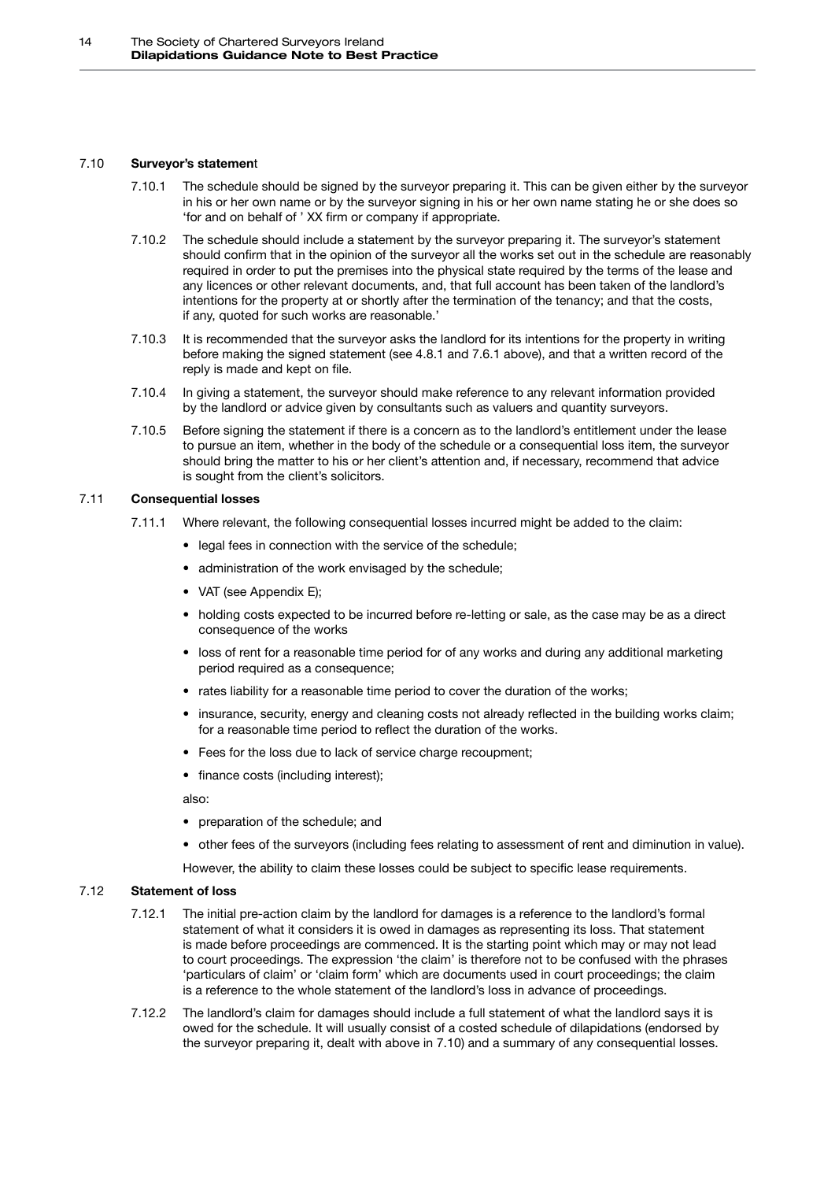### 7.10 **Surveyor's statement**

7.10.1 The schedule should be signed by the surveyor preparing it. This can be given either by the surveyor in his or her own name or by the surveyor signing in his or her own name stating he or she does so 'for and on behalf of ' XX firm or company if appropriate.

7.10.2 The schedule should include a statement by the surveyor preparing it. The surveyor's statement should confirm that in the opinion of the surveyor all the works set out in the schedule are reasonably required in order to put the premises into the physical state required by the terms of the lease and any licences or other relevant documents, and, that full account has been taken of the landlord's intentions for the property at or shortly after the termination of the tenancy; and that the costs, if any, quoted for such works are reasonable.'

7.10.3 It is recommended that the surveyor asks the landlord for its intentions for the property in writing before making the signed statement (see 4.8.1 and 7.6.1 above), and that a written record of the reply is made and kept on file.

7.10.4 In giving a statement, the surveyor should make reference to any relevant information provided by the landlord or advice given by consultants such as valuers and quantity surveyors.

7.10.5 Before signing the statement if there is a concern as to the landlord's entitlement under the lease to pursue an item, whether in the body of the schedule or a consequential loss item, the surveyor should bring the matter to his or her client's attention and, if necessary, recommend that advice is sought from the client's solicitors.

### 7.11 **Consequential losses**

7.11.1 Where relevant, the following consequential losses incurred might be added to the claim:

- legal fees in connection with the service of the schedule;
- administration of the work envisaged by the schedule;
- VAT (see Appendix E);
- holding costs expected to be incurred before re-letting or sale, as the case may be as a direct consequence of the works
- loss of rent for a reasonable time period for of any works and during any additional marketing period required as a consequence;
- rates liability for a reasonable time period to cover the duration of the works;
- insurance, security, energy and cleaning costs not already reflected in the building works claim; for a reasonable time period to reflect the duration of the works.
- Fees for the loss due to lack of service charge recoupment;
- finance costs (including interest);

also:

- preparation of the schedule; and
- other fees of the surveyors (including fees relating to assessment of rent and diminution in value).

However, the ability to claim these losses could be subject to specific lease requirements.

### 7.12 **Statement of loss**

7.12.1 The initial pre-action claim by the landlord for damages is a reference to the landlord's formal statement of what it considers it is owed in damages as representing its loss. That statement is made before proceedings are commenced. It is the starting point which may or may not lead to court proceedings. The expression 'the claim' is therefore not to be confused with the phrases 'particulars of claim' or 'claim form' which are documents used in court proceedings; the claim is a reference to the whole statement of the landlord's loss in advance of proceedings.

7.12.2 The landlord's claim for damages should include a full statement of what the landlord says it is owed for the schedule. It will usually consist of a costed schedule of dilapidations (endorsed by the surveyor preparing it, dealt with above in 7.10) and a summary of any consequential losses.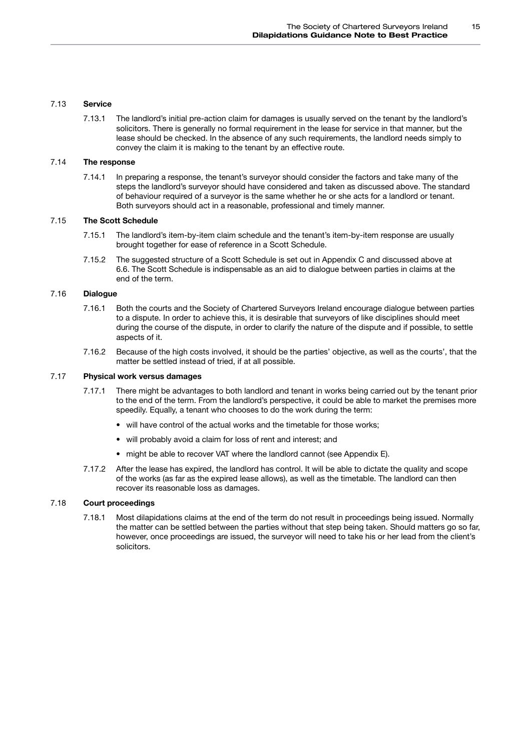### 7.13 **Service**

7.13.1 The landlord's initial pre-action claim for damages is usually served on the tenant by the landlord's solicitors. There is generally no formal requirement in the lease for service in that manner, but the lease should be checked. In the absence of any such requirements, the landlord needs simply to convey the claim it is making to the tenant by an effective route.

### 7.14 **The response**

7.14.1 In preparing a response, the tenant's surveyor should consider the factors and take many of the steps the landlord's surveyor should have considered and taken as discussed above. The standard of behaviour required of a surveyor is the same whether he or she acts for a landlord or tenant. Both surveyors should act in a reasonable, professional and timely manner.

### 7.15 **The Scott Schedule**

7.15.1 The landlord's item-by-item claim schedule and the tenant's item-by-item response are usually brought together for ease of reference in a Scott Schedule.

7.15.2 The suggested structure of a Scott Schedule is set out in Appendix C and discussed above at 6.6. The Scott Schedule is indispensable as an aid to dialogue between parties in claims at the end of the term.

### 7.16 **Dialogue**

7.16.1 Both the courts and the Society of Chartered Surveyors Ireland encourage dialogue between parties to a dispute. In order to achieve this, it is desirable that surveyors of like disciplines should meet during the course of the dispute, in order to clarify the nature of the dispute and if possible, to settle aspects of it.

7.16.2 Because of the high costs involved, it should be the parties' objective, as well as the courts', that the matter be settled instead of tried, if at all possible.

### 7.17 **Physical work versus damages**

7.17.1 There might be advantages to both landlord and tenant in works being carried out by the tenant prior to the end of the term. From the landlord's perspective, it could be able to market the premises more speedily. Equally, a tenant who chooses to do the work during the term:

- will have control of the actual works and the timetable for those works;
- will probably avoid a claim for loss of rent and interest; and
- might be able to recover VAT where the landlord cannot (see Appendix E).

7.17.2 After the lease has expired, the landlord has control. It will be able to dictate the quality and scope of the works (as far as the expired lease allows), as well as the timetable. The landlord can then recover its reasonable loss as damages.

### 7.18 **Court proceedings**

7.18.1 Most dilapidations claims at the end of the term do not result in proceedings being issued. Normally the matter can be settled between the parties without that step being taken. Should matters go so far, however, once proceedings are issued, the surveyor will need to take his or her lead from the client's solicitors.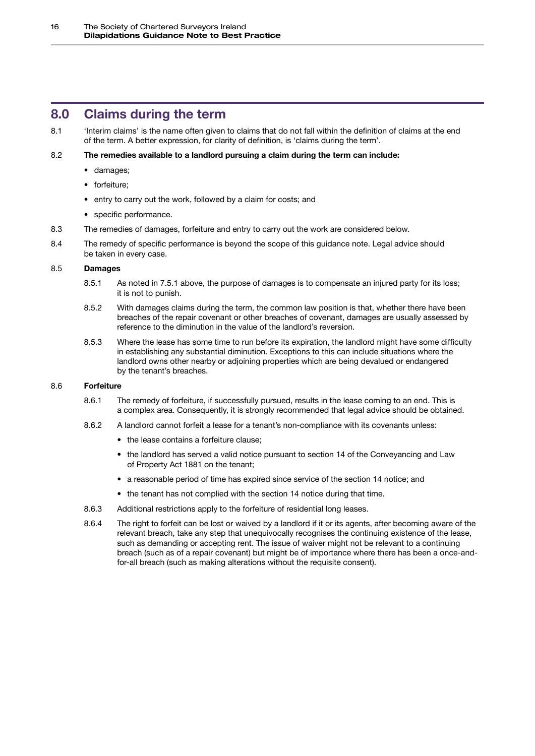## 8.0 Claims during the term

8.1 'Interim claims' is the name often given to claims that do not fall within the definition of claims at the end of the term. A better expression, for clarity of definition, is 'claims during the term'.

8.2 **The remedies available to a landlord pursuing a claim during the term can include:**

- damages;
- forfeiture;
- entry to carry out the work, followed by a claim for costs; and
- specific performance.

8.3 The remedies of damages, forfeiture and entry to carry out the work are considered below.

8.4 The remedy of specific performance is beyond the scope of this guidance note. Legal advice should be taken in every case.

8.5 **Damages**

8.5.1 As noted in 7.5.1 above, the purpose of damages is to compensate an injured party for its loss; it is not to punish.

8.5.2 With damages claims during the term, the common law position is that, whether there have been breaches of the repair covenant or other breaches of covenant, damages are usually assessed by reference to the diminution in the value of the landlord's reversion.

8.5.3 Where the lease has some time to run before its expiration, the landlord might have some difficulty in establishing any substantial diminution. Exceptions to this can include situations where the landlord owns other nearby or adjoining properties which are being devalued or endangered by the tenant's breaches.

8.6 **Forfeiture**

8.6.1 The remedy of forfeiture, if successfully pursued, results in the lease coming to an end. This is a complex area. Consequently, it is strongly recommended that legal advice should be obtained.

8.6.2 A landlord cannot forfeit a lease for a tenant's non-compliance with its covenants unless:

- the lease contains a forfeiture clause;
- the landlord has served a valid notice pursuant to section 14 of the Conveyancing and Law of Property Act 1881 on the tenant;
- a reasonable period of time has expired since service of the section 14 notice; and
- the tenant has not complied with the section 14 notice during that time.

8.6.3 Additional restrictions apply to the forfeiture of residential long leases.

8.6.4 The right to forfeit can be lost or waived by a landlord if it or its agents, after becoming aware of the relevant breach, take any step that unequivocally recognises the continuing existence of the lease, such as demanding or accepting rent. The issue of waiver might not be relevant to a continuing breach (such as of a repair covenant) but might be of importance where there has been a once-and-for-all breach (such as making alterations without the requisite consent).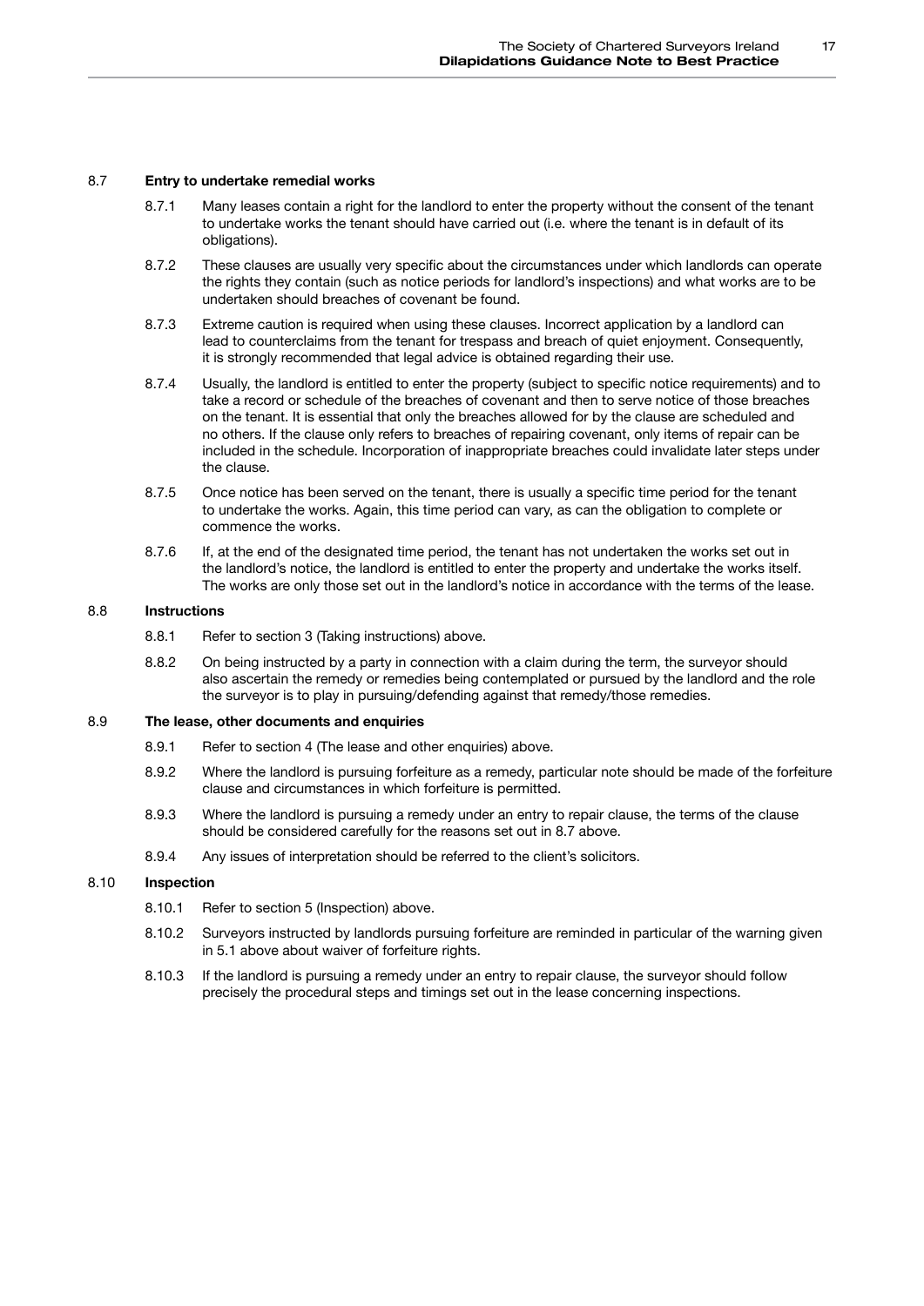### 8.7 Entry to undertake remedial works

8.7.1 Many leases contain a right for the landlord to enter the property without the consent of the tenant to undertake works the tenant should have carried out (i.e. where the tenant is in default of its obligations).

8.7.2 These clauses are usually very specific about the circumstances under which landlords can operate the rights they contain (such as notice periods for landlord's inspections) and what works are to be undertaken should breaches of covenant be found.

8.7.3 Extreme caution is required when using these clauses. Incorrect application by a landlord can lead to counterclaims from the tenant for trespass and breach of quiet enjoyment. Consequently, it is strongly recommended that legal advice is obtained regarding their use.

8.7.4 Usually, the landlord is entitled to enter the property (subject to specific notice requirements) and to take a record or schedule of the breaches of covenant and then to serve notice of those breaches on the tenant. It is essential that only the breaches allowed for by the clause are scheduled and no others. If the clause only refers to breaches of repairing covenant, only items of repair can be included in the schedule. Incorporation of inappropriate breaches could invalidate later steps under the clause.

8.7.5 Once notice has been served on the tenant, there is usually a specific time period for the tenant to undertake the works. Again, this time period can vary, as can the obligation to complete or commence the works.

8.7.6 If, at the end of the designated time period, the tenant has not undertaken the works set out in the landlord's notice, the landlord is entitled to enter the property and undertake the works itself. The works are only those set out in the landlord's notice in accordance with the terms of the lease.

### 8.8 Instructions

8.8.1 Refer to section 3 (Taking instructions) above.

8.8.2 On being instructed by a party in connection with a claim during the term, the surveyor should also ascertain the remedy or remedies being contemplated or pursued by the landlord and the role the surveyor is to play in pursuing/defending against that remedy/those remedies.

### 8.9 The lease, other documents and enquiries

8.9.1 Refer to section 4 (The lease and other enquiries) above.

8.9.2 Where the landlord is pursuing forfeiture as a remedy, particular note should be made of the forfeiture clause and circumstances in which forfeiture is permitted.

8.9.3 Where the landlord is pursuing a remedy under an entry to repair clause, the terms of the clause should be considered carefully for the reasons set out in 8.7 above.

8.9.4 Any issues of interpretation should be referred to the client's solicitors.

### 8.10 Inspection

8.10.1 Refer to section 5 (Inspection) above.

8.10.2 Surveyors instructed by landlords pursuing forfeiture are reminded in particular of the warning given in 5.1 above about waiver of forfeiture rights.

8.10.3 If the landlord is pursuing a remedy under an entry to repair clause, the surveyor should follow precisely the procedural steps and timings set out in the lease concerning inspections.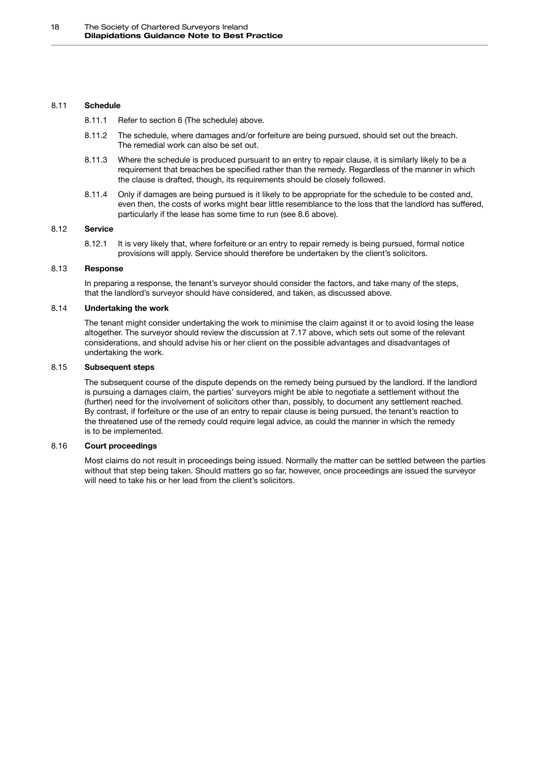### 8.11 Schedule

8.11.1 Refer to section 6 (The schedule) above.

8.11.2 The schedule, where damages and/or forfeiture are being pursued, should set out the breach. The remedial work can also be set out.

8.11.3 Where the schedule is produced pursuant to an entry to repair clause, it is similarly likely to be a requirement that breaches be specified rather than the remedy. Regardless of the manner in which the clause is drafted, though, its requirements should be closely followed.

8.11.4 Only if damages are being pursued is it likely to be appropriate for the schedule to be costed and, even then, the costs of works might bear little resemblance to the loss that the landlord has suffered, particularly if the lease has some time to run (see 8.6 above).

### 8.12 Service

8.12.1 It is very likely that, where forfeiture or an entry to repair remedy is being pursued, formal notice provisions will apply. Service should therefore be undertaken by the client's solicitors.

### 8.13 Response

In preparing a response, the tenant's surveyor should consider the factors, and take many of the steps, that the landlord's surveyor should have considered, and taken, as discussed above.

### 8.14 Undertaking the work

The tenant might consider undertaking the work to minimise the claim against it or to avoid losing the lease altogether. The surveyor should review the discussion at 7.17 above, which sets out some of the relevant considerations, and should advise his or her client on the possible advantages and disadvantages of undertaking the work.

### 8.15 Subsequent steps

The subsequent course of the dispute depends on the remedy being pursued by the landlord. If the landlord is pursuing a damages claim, the parties' surveyors might be able to negotiate a settlement without the (further) need for the involvement of solicitors other than, possibly, to document any settlement reached. By contrast, if forfeiture or the use of an entry to repair clause is being pursued, the tenant's reaction to the threatened use of the remedy could require legal advice, as could the manner in which the remedy is to be implemented.

### 8.16 Court proceedings

Most claims do not result in proceedings being issued. Normally the matter can be settled between the parties without that step being taken. Should matters go so far, however, once proceedings are issued the surveyor will need to take his or her lead from the client's solicitors.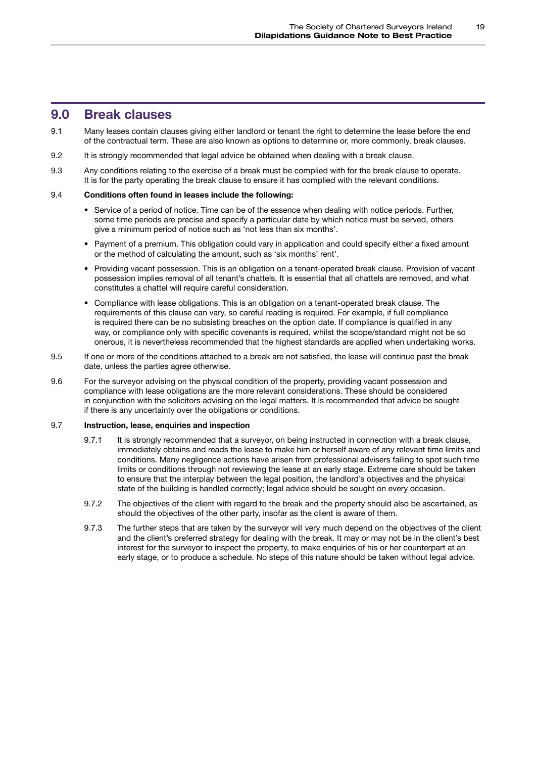## 9.0 Break clauses

9.1 Many leases contain clauses giving either landlord or tenant the right to determine the lease before the end of the contractual term. These are also known as options to determine or, more commonly, break clauses.

9.2 It is strongly recommended that legal advice be obtained when dealing with a break clause.

9.3 Any conditions relating to the exercise of a break must be complied with for the break clause to operate. It is for the party operating the break clause to ensure it has complied with the relevant conditions.

9.4 **Conditions often found in leases include the following:**

- Service of a period of notice. Time can be of the essence when dealing with notice periods. Further, some time periods are precise and specify a particular date by which notice must be served, others give a minimum period of notice such as 'not less than six months'.
- Payment of a premium. This obligation could vary in application and could specify either a fixed amount or the method of calculating the amount, such as 'six months' rent'.
- Providing vacant possession. This is an obligation on a tenant-operated break clause. Provision of vacant possession implies removal of all tenant's chattels. It is essential that all chattels are removed, and what constitutes a chattel will require careful consideration.
- Compliance with lease obligations. This is an obligation on a tenant-operated break clause. The requirements of this clause can vary, so careful reading is required. For example, if full compliance is required there can be no subsisting breaches on the option date. If compliance is qualified in any way, or compliance only with specific covenants is required, whilst the scope/standard might not be so onerous, it is nevertheless recommended that the highest standards are applied when undertaking works.

9.5 If one or more of the conditions attached to a break are not satisfied, the lease will continue past the break date, unless the parties agree otherwise.

9.6 For the surveyor advising on the physical condition of the property, providing vacant possession and compliance with lease obligations are the more relevant considerations. These should be considered in conjunction with the solicitors advising on the legal matters. It is recommended that advice be sought if there is any uncertainty over the obligations or conditions.

9.7 **Instruction, lease, enquiries and inspection**

9.7.1 It is strongly recommended that a surveyor, on being instructed in connection with a break clause, immediately obtains and reads the lease to make him or herself aware of any relevant time limits and conditions. Many negligence actions have arisen from professional advisers failing to spot such time limits or conditions through not reviewing the lease at an early stage. Extreme care should be taken to ensure that the interplay between the legal position, the landlord's objectives and the physical state of the building is handled correctly; legal advice should be sought on every occasion.

9.7.2 The objectives of the client with regard to the break and the property should also be ascertained, as should the objectives of the other party, insofar as the client is aware of them.

9.7.3 The further steps that are taken by the surveyor will very much depend on the objectives of the client and the client's preferred strategy for dealing with the break. It may or may not be in the client's best interest for the surveyor to inspect the property, to make enquiries of his or her counterpart at an early stage, or to produce a schedule. No steps of this nature should be taken without legal advice.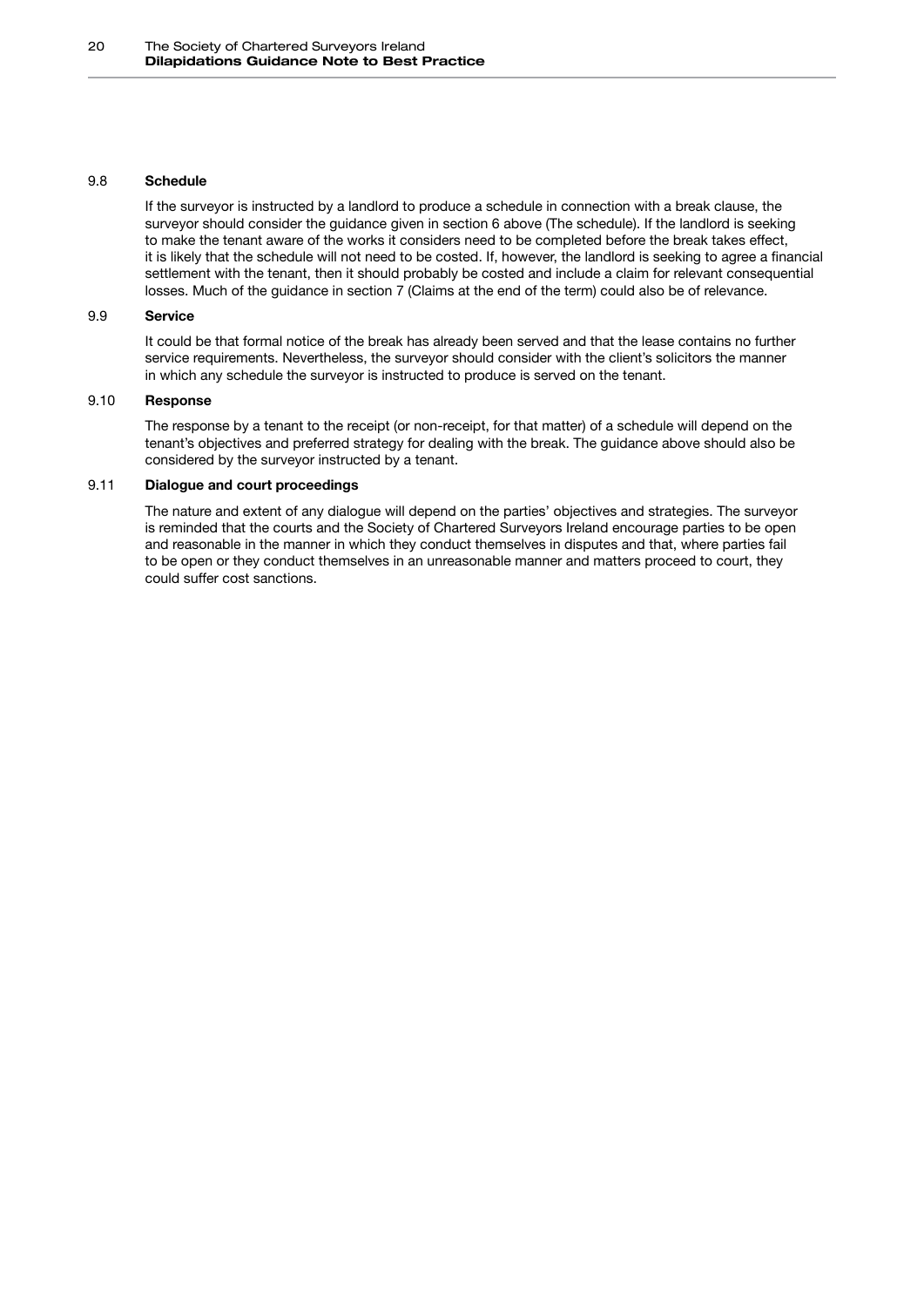### 9.8 Schedule

If the surveyor is instructed by a landlord to produce a schedule in connection with a break clause, the surveyor should consider the guidance given in section 6 above (The schedule). If the landlord is seeking to make the tenant aware of the works it considers need to be completed before the break takes effect, it is likely that the schedule will not need to be costed. If, however, the landlord is seeking to agree a financial settlement with the tenant, then it should probably be costed and include a claim for relevant consequential losses. Much of the guidance in section 7 (Claims at the end of the term) could also be of relevance.

### 9.9 Service

It could be that formal notice of the break has already been served and that the lease contains no further service requirements. Nevertheless, the surveyor should consider with the client's solicitors the manner in which any schedule the surveyor is instructed to produce is served on the tenant.

### 9.10 Response

The response by a tenant to the receipt (or non-receipt, for that matter) of a schedule will depend on the tenant's objectives and preferred strategy for dealing with the break. The guidance above should also be considered by the surveyor instructed by a tenant.

### 9.11 Dialogue and court proceedings

The nature and extent of any dialogue will depend on the parties' objectives and strategies. The surveyor is reminded that the courts and the Society of Chartered Surveyors Ireland encourage parties to be open and reasonable in the manner in which they conduct themselves in disputes and that, where parties fail to be open or they conduct themselves in an unreasonable manner and matters proceed to court, they could suffer cost sanctions.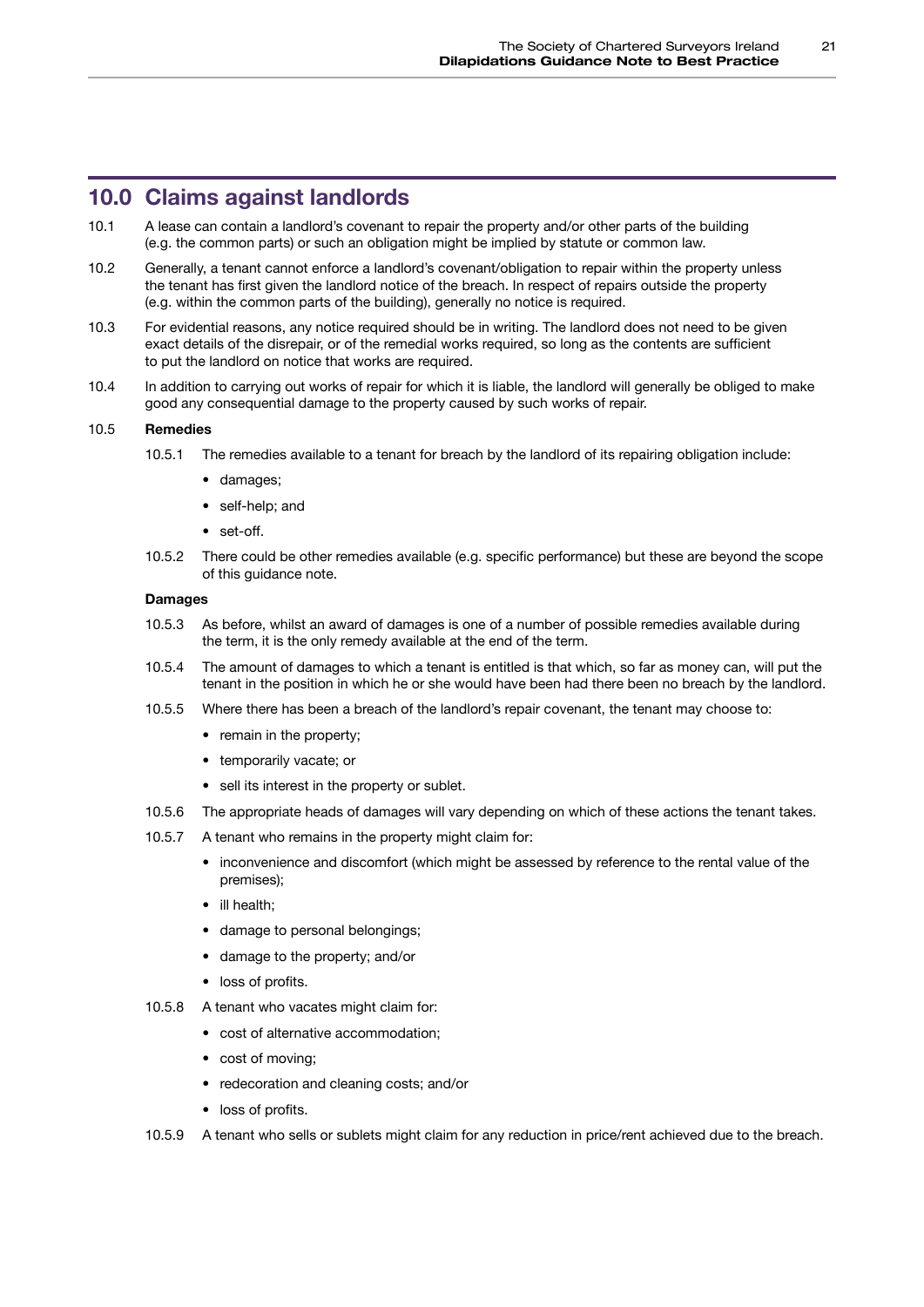# 10.0 Claims against landlords

10.1 A lease can contain a landlord's covenant to repair the property and/or other parts of the building (e.g. the common parts) or such an obligation might be implied by statute or common law.

10.2 Generally, a tenant cannot enforce a landlord's covenant/obligation to repair within the property unless the tenant has first given the landlord notice of the breach. In respect of repairs outside the property (e.g. within the common parts of the building), generally no notice is required.

10.3 For evidential reasons, any notice required should be in writing. The landlord does not need to be given exact details of the disrepair, or of the remedial works required, so long as the contents are sufficient to put the landlord on notice that works are required.

10.4 In addition to carrying out works of repair for which it is liable, the landlord will generally be obliged to make good any consequential damage to the property caused by such works of repair.

10.5 **Remedies**

10.5.1 The remedies available to a tenant for breach by the landlord of its repairing obligation include:

- damages;
- self-help; and
- set-off.

10.5.2 There could be other remedies available (e.g. specific performance) but these are beyond the scope of this guidance note.

**Damages**

10.5.3 As before, whilst an award of damages is one of a number of possible remedies available during the term, it is the only remedy available at the end of the term.

10.5.4 The amount of damages to which a tenant is entitled is that which, so far as money can, will put the tenant in the position in which he or she would have been had there been no breach by the landlord.

10.5.5 Where there has been a breach of the landlord's repair covenant, the tenant may choose to:

- remain in the property;
- temporarily vacate; or
- sell its interest in the property or sublet.

10.5.6 The appropriate heads of damages will vary depending on which of these actions the tenant takes.

10.5.7 A tenant who remains in the property might claim for:

- inconvenience and discomfort (which might be assessed by reference to the rental value of the premises);
- ill health;
- damage to personal belongings;
- damage to the property; and/or
- loss of profits.

10.5.8 A tenant who vacates might claim for:

- cost of alternative accommodation;
- cost of moving;
- redecoration and cleaning costs; and/or
- loss of profits.

10.5.9 A tenant who sells or sublets might claim for any reduction in price/rent achieved due to the breach.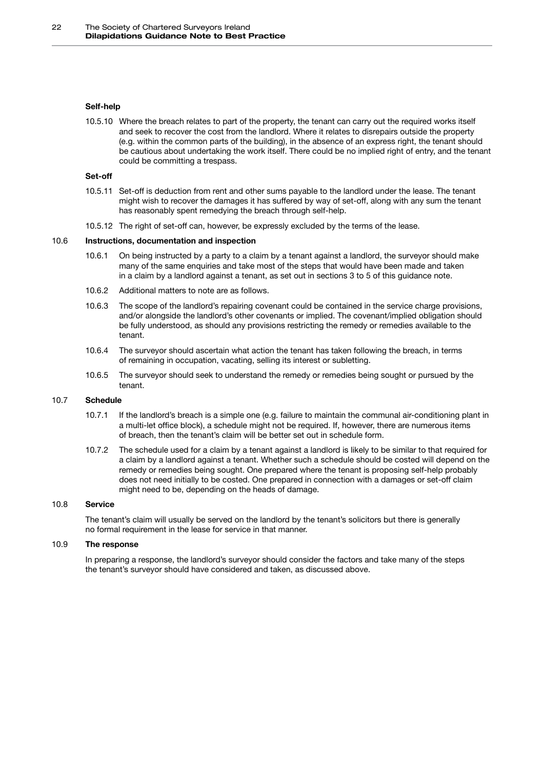**Self-help**

10.5.10 Where the breach relates to part of the property, the tenant can carry out the required works itself and seek to recover the cost from the landlord. Where it relates to disrepairs outside the property (e.g. within the common parts of the building), in the absence of an express right, the tenant should be cautious about undertaking the work itself. There could be no implied right of entry, and the tenant could be committing a trespass.

**Set-off**

10.5.11 Set-off is deduction from rent and other sums payable to the landlord under the lease. The tenant might wish to recover the damages it has suffered by way of set-off, along with any sum the tenant has reasonably spent remedying the breach through self-help.

10.5.12 The right of set-off can, however, be expressly excluded by the terms of the lease.

## 10.6 Instructions, documentation and inspection

10.6.1 On being instructed by a party to a claim by a tenant against a landlord, the surveyor should make many of the same enquiries and take most of the steps that would have been made and taken in a claim by a landlord against a tenant, as set out in sections 3 to 5 of this guidance note.

10.6.2 Additional matters to note are as follows.

10.6.3 The scope of the landlord's repairing covenant could be contained in the service charge provisions, and/or alongside the landlord's other covenants or implied. The covenant/implied obligation should be fully understood, as should any provisions restricting the remedy or remedies available to the tenant.

10.6.4 The surveyor should ascertain what action the tenant has taken following the breach, in terms of remaining in occupation, vacating, selling its interest or subletting.

10.6.5 The surveyor should seek to understand the remedy or remedies being sought or pursued by the tenant.

## 10.7 Schedule

10.7.1 If the landlord's breach is a simple one (e.g. failure to maintain the communal air-conditioning plant in a multi-let office block), a schedule might not be required. If, however, there are numerous items of breach, then the tenant's claim will be better set out in schedule form.

10.7.2 The schedule used for a claim by a tenant against a landlord is likely to be similar to that required for a claim by a landlord against a tenant. Whether such a schedule should be costed will depend on the remedy or remedies being sought. One prepared where the tenant is proposing self-help probably does not need initially to be costed. One prepared in connection with a damages or set-off claim might need to be, depending on the heads of damage.

## 10.8 Service

The tenant's claim will usually be served on the landlord by the tenant's solicitors but there is generally no formal requirement in the lease for service in that manner.

## 10.9 The response

In preparing a response, the landlord's surveyor should consider the factors and take many of the steps the tenant's surveyor should have considered and taken, as discussed above.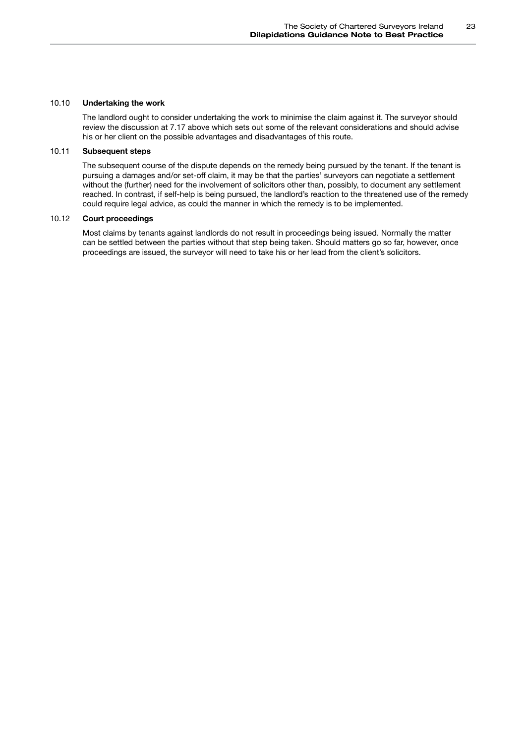### 10.10 Undertaking the work

The landlord ought to consider undertaking the work to minimise the claim against it. The surveyor should review the discussion at 7.17 above which sets out some of the relevant considerations and should advise his or her client on the possible advantages and disadvantages of this route.

### 10.11 Subsequent steps

The subsequent course of the dispute depends on the remedy being pursued by the tenant. If the tenant is pursuing a damages and/or set-off claim, it may be that the parties' surveyors can negotiate a settlement without the (further) need for the involvement of solicitors other than, possibly, to document any settlement reached. In contrast, if self-help is being pursued, the landlord's reaction to the threatened use of the remedy could require legal advice, as could the manner in which the remedy is to be implemented.

### 10.12 Court proceedings

Most claims by tenants against landlords do not result in proceedings being issued. Normally the matter can be settled between the parties without that step being taken. Should matters go so far, however, once proceedings are issued, the surveyor will need to take his or her lead from the client's solicitors.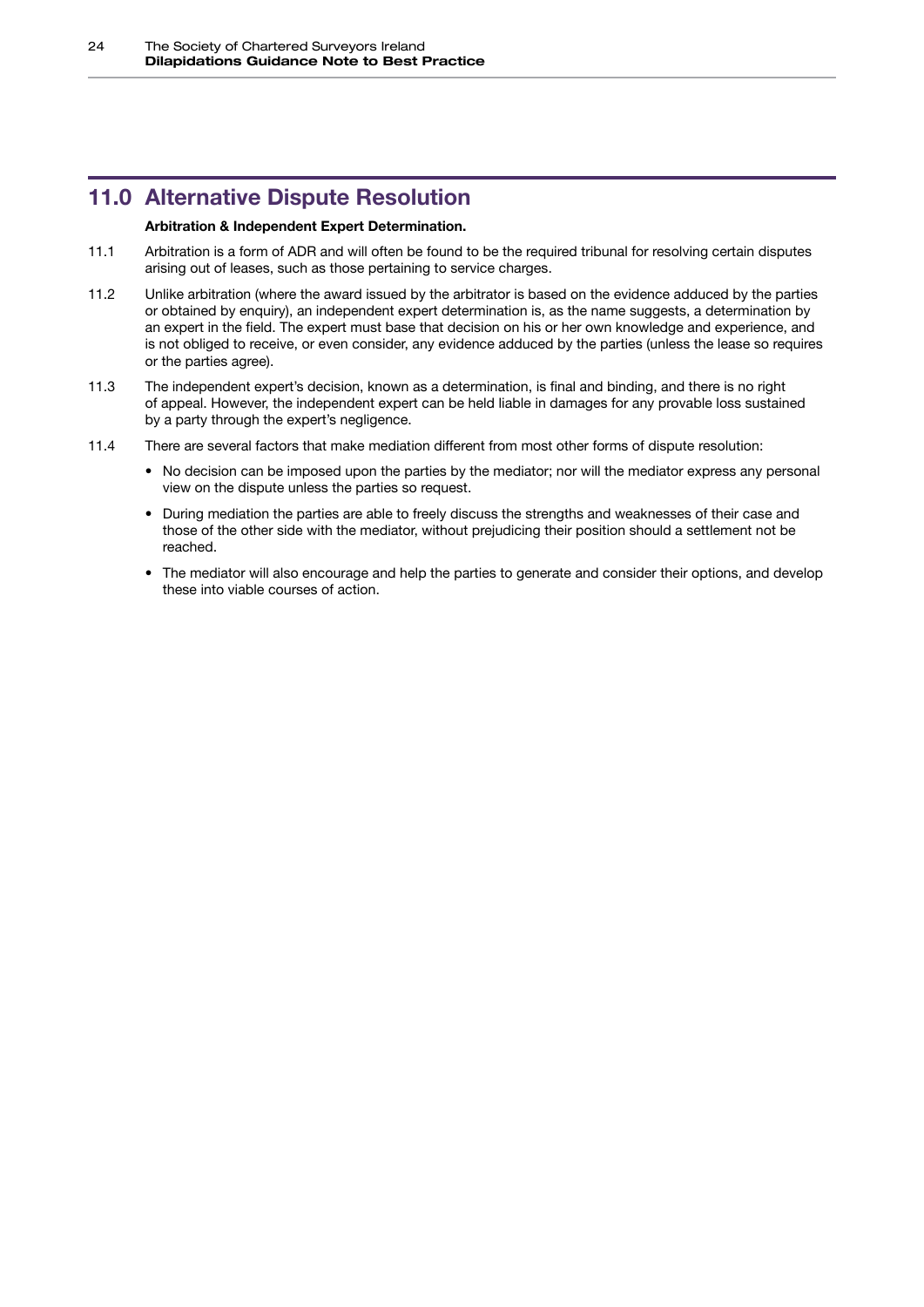## 11.0 Alternative Dispute Resolution

**Arbitration & Independent Expert Determination.**

11.1 Arbitration is a form of ADR and will often be found to be the required tribunal for resolving certain disputes arising out of leases, such as those pertaining to service charges.

11.2 Unlike arbitration (where the award issued by the arbitrator is based on the evidence adduced by the parties or obtained by enquiry), an independent expert determination is, as the name suggests, a determination by an expert in the field. The expert must base that decision on his or her own knowledge and experience, and is not obliged to receive, or even consider, any evidence adduced by the parties (unless the lease so requires or the parties agree).

11.3 The independent expert's decision, known as a determination, is final and binding, and there is no right of appeal. However, the independent expert can be held liable in damages for any provable loss sustained by a party through the expert's negligence.

11.4 There are several factors that make mediation different from most other forms of dispute resolution:

- No decision can be imposed upon the parties by the mediator; nor will the mediator express any personal view on the dispute unless the parties so request.
- During mediation the parties are able to freely discuss the strengths and weaknesses of their case and those of the other side with the mediator, without prejudicing their position should a settlement not be reached.
- The mediator will also encourage and help the parties to generate and consider their options, and develop these into viable courses of action.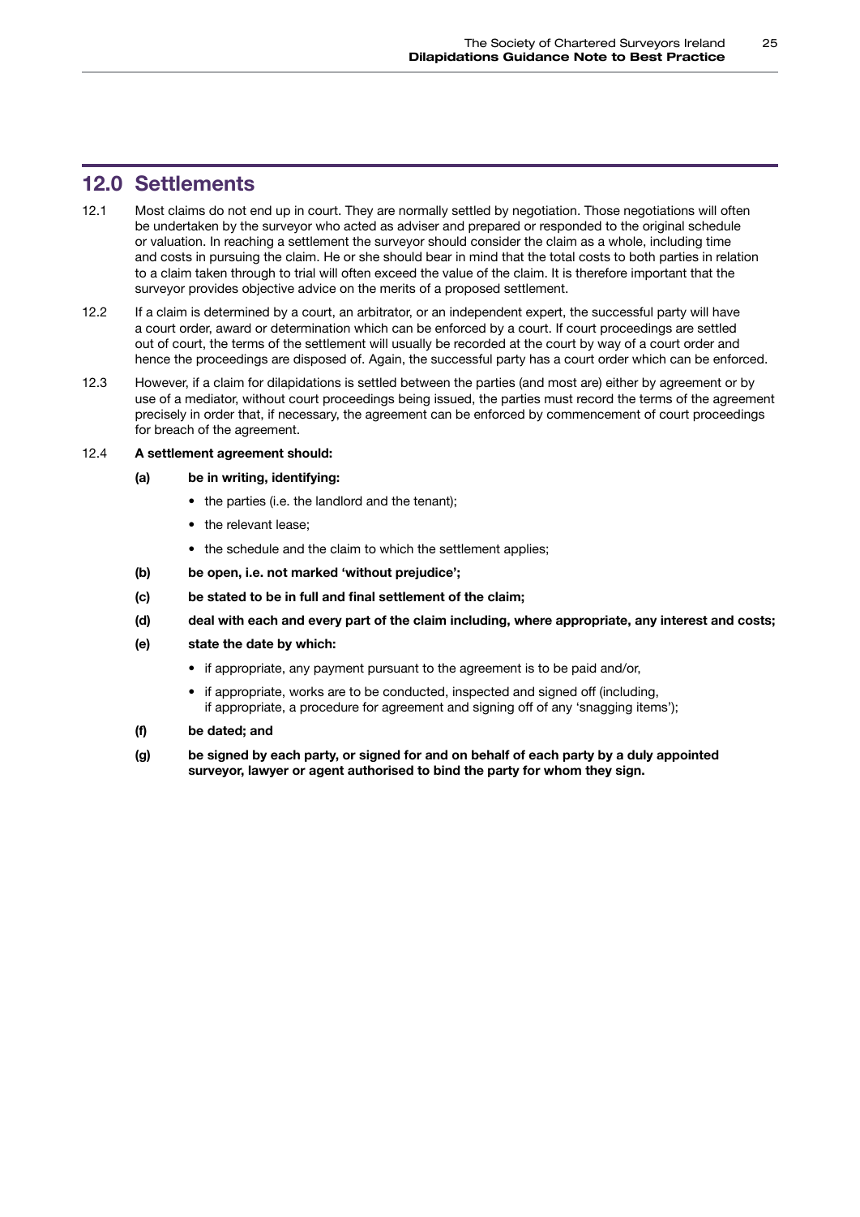## 12.0 Settlements

12.1 Most claims do not end up in court. They are normally settled by negotiation. Those negotiations will often be undertaken by the surveyor who acted as adviser and prepared or responded to the original schedule or valuation. In reaching a settlement the surveyor should consider the claim as a whole, including time and costs in pursuing the claim. He or she should bear in mind that the total costs to both parties in relation to a claim taken through to trial will often exceed the value of the claim. It is therefore important that the surveyor provides objective advice on the merits of a proposed settlement.

12.2 If a claim is determined by a court, an arbitrator, or an independent expert, the successful party will have a court order, award or determination which can be enforced by a court. If court proceedings are settled out of court, the terms of the settlement will usually be recorded at the court by way of a court order and hence the proceedings are disposed of. Again, the successful party has a court order which can be enforced.

12.3 However, if a claim for dilapidations is settled between the parties (and most are) either by agreement or by use of a mediator, without court proceedings being issued, the parties must record the terms of the agreement precisely in order that, if necessary, the agreement can be enforced by commencement of court proceedings for breach of the agreement.

12.4 **A settlement agreement should:**

**(a) be in writing, identifying:**

- the parties (i.e. the landlord and the tenant);
- the relevant lease;
- the schedule and the claim to which the settlement applies;

**(b) be open, i.e. not marked 'without prejudice';**

**(c) be stated to be in full and final settlement of the claim;**

**(d) deal with each and every part of the claim including, where appropriate, any interest and costs;**

**(e) state the date by which:**

- if appropriate, any payment pursuant to the agreement is to be paid and/or,
- if appropriate, works are to be conducted, inspected and signed off (including, if appropriate, a procedure for agreement and signing off of any 'snagging items');

**(f) be dated; and**

**(g) be signed by each party, or signed for and on behalf of each party by a duly appointed surveyor, lawyer or agent authorised to bind the party for whom they sign.**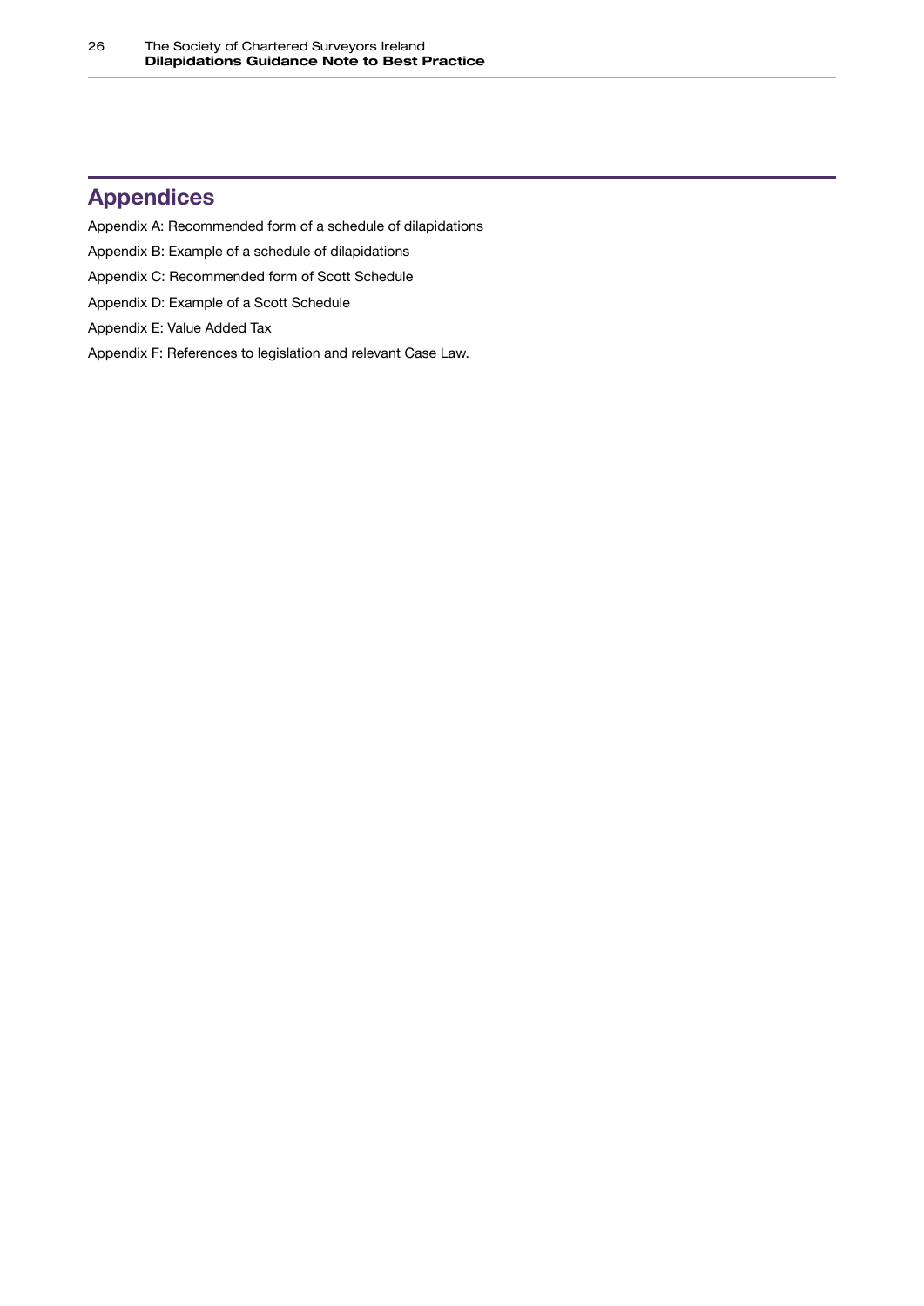## Appendices

Appendix A: Recommended form of a schedule of dilapidations

Appendix B: Example of a schedule of dilapidations

Appendix C: Recommended form of Scott Schedule

Appendix D: Example of a Scott Schedule

Appendix E: Value Added Tax

Appendix F: References to legislation and relevant Case Law.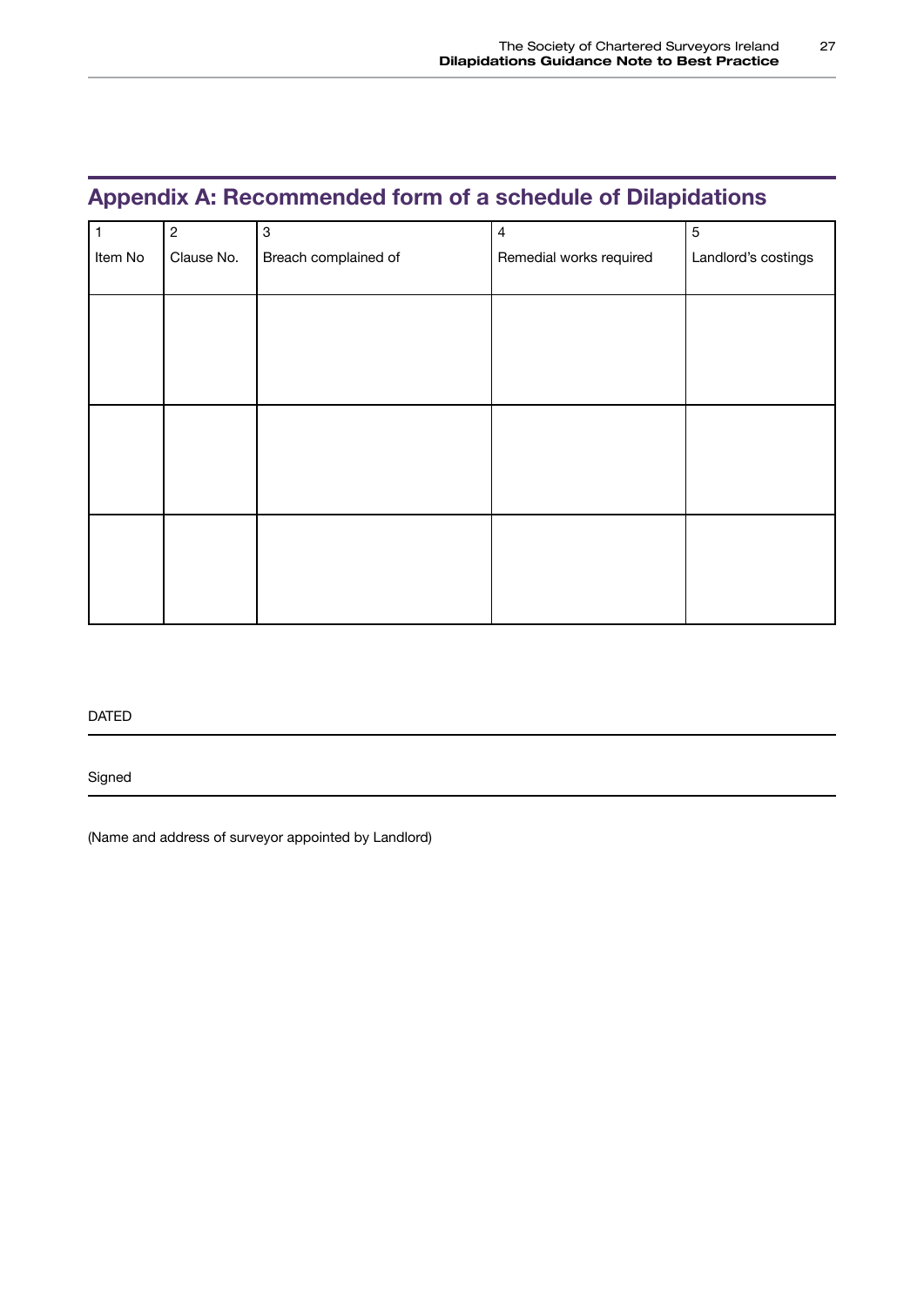## Appendix A: Recommended form of a schedule of Dilapidations

| 1<br>Item No | 2<br>Clause No. | 3<br>Breach complained of | 4<br>Remedial works required | 5<br>Landlord's costings |
|---|---|---|---|---|
| | | | | |
| | | | | |
| | | | | |

DATED

---

Signed

---

(Name and address of surveyor appointed by Landlord)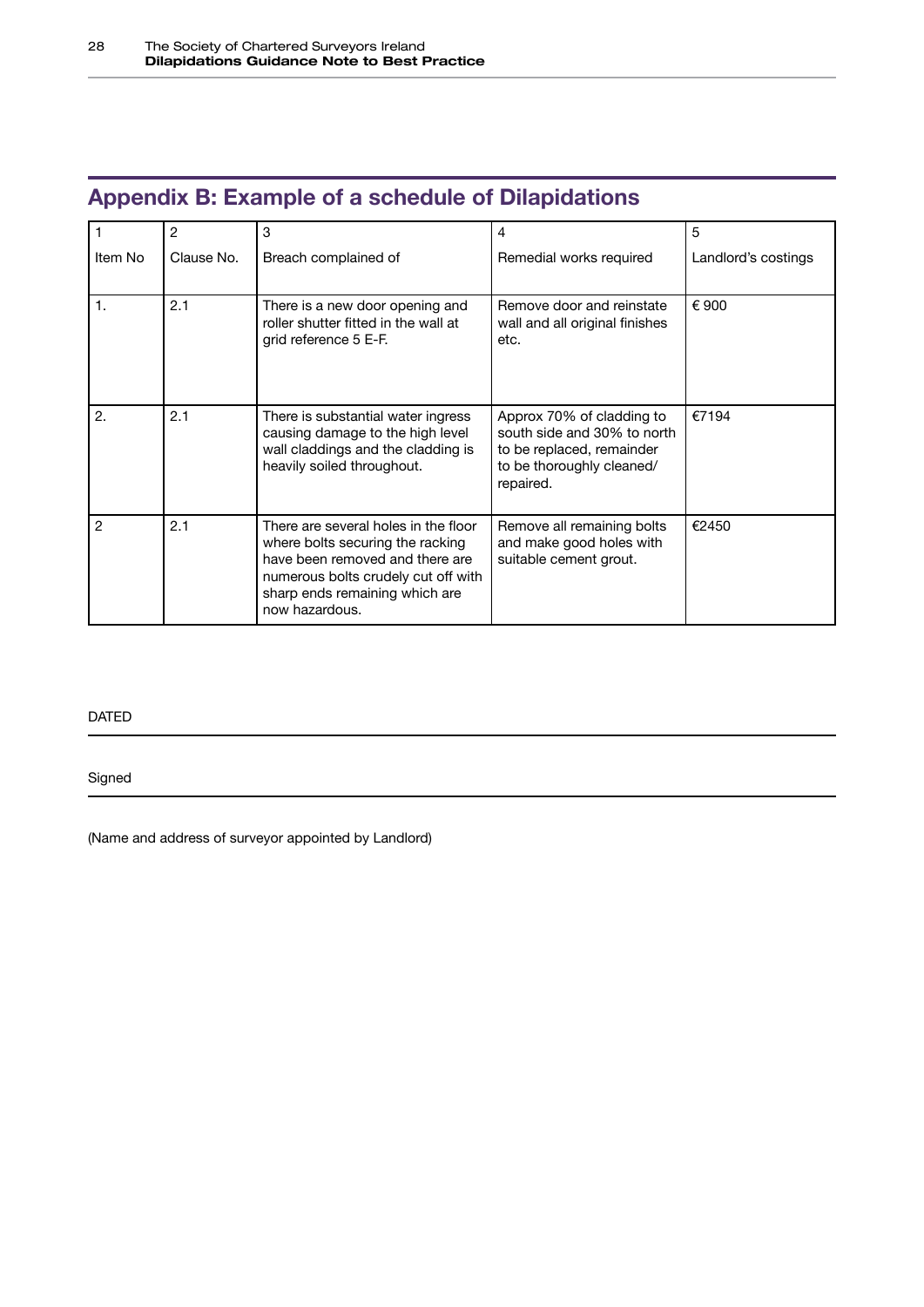## Appendix B: Example of a schedule of Dilapidations

| 1<br>Item No | 2<br>Clause No. | 3<br>Breach complained of | 4<br>Remedial works required | 5<br>Landlord's costings |
|---|---|---|---|---|
| 1. | 2.1 | There is a new door opening and roller shutter fitted in the wall at grid reference 5 E-F. | Remove door and reinstate wall and all original finishes etc. | € 900 |
| 2. | 2.1 | There is substantial water ingress causing damage to the high level wall claddings and the cladding is heavily soiled throughout. | Approx 70% of cladding to south side and 30% to north to be replaced, remainder to be thoroughly cleaned/ repaired. | €7194 |
| 2 | 2.1 | There are several holes in the floor where bolts securing the racking have been removed and there are numerous bolts crudely cut off with sharp ends remaining which are now hazardous. | Remove all remaining bolts and make good holes with suitable cement grout. | €2450 |

DATED

Signed

(Name and address of surveyor appointed by Landlord)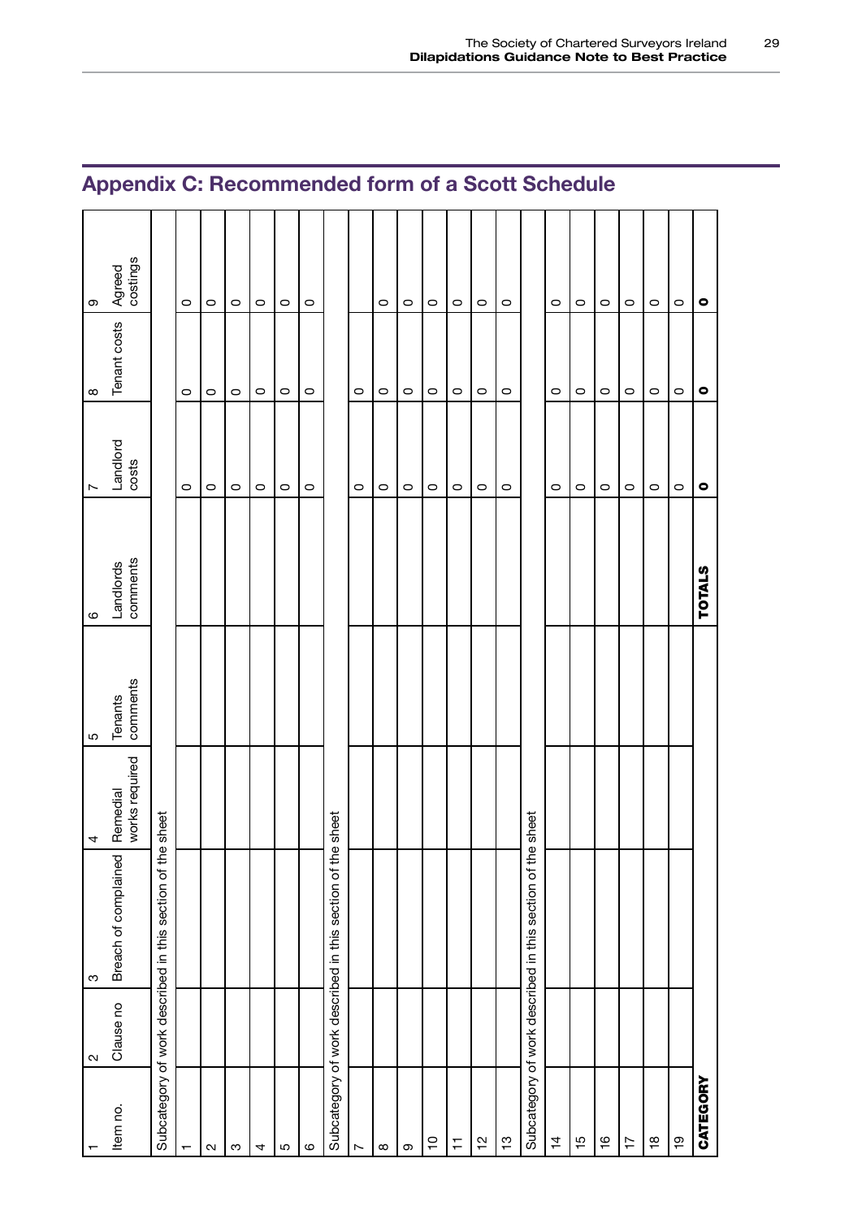## Appendix C: Recommended form of a Scott Schedule

| 1 | 2 | 3 | 4 | 5 | 6 | 7 | 8 | 9 |
|---|---|---|---|---|---|---|---|---|
| Item no. | Clause no | Breach of complained | Remedial works required | Tenants comments | Landlords comments | Landlord costs | Tenant costs | Agreed costings |
| Subcategory of work described in this section of the sheet | | | | | | | | |
| 1 | | | | | | 0 | 0 | 0 |
| 2 | | | | | | 0 | 0 | 0 |
| 3 | | | | | | 0 | 0 | 0 |
| 4 | | | | | | 0 | 0 | 0 |
| 5 | | | | | | 0 | 0 | 0 |
| 6 | | | | | | 0 | 0 | 0 |
| Subcategory of work described in this section of the sheet | | | | | | | | |
| 7 | | | | | | 0 | 0 | |
| 8 | | | | | | 0 | 0 | 0 |
| 9 | | | | | | 0 | 0 | 0 |
| 10 | | | | | | 0 | 0 | 0 |
| 11 | | | | | | 0 | 0 | 0 |
| 12 | | | | | | 0 | 0 | 0 |
| 13 | | | | | | 0 | 0 | 0 |
| Subcategory of work described in this section of the sheet | | | | | | | | |
| 14 | | | | | | 0 | 0 | 0 |
| 15 | | | | | | 0 | 0 | 0 |
| 16 | | | | | | 0 | 0 | 0 |
| 17 | | | | | | 0 | 0 | 0 |
| 18 | | | | | | 0 | 0 | 0 |
| 19 | | | | | | 0 | 0 | 0 |
| **CATEGORY** | | | | | **TOTALS** | **0** | **0** | **0** |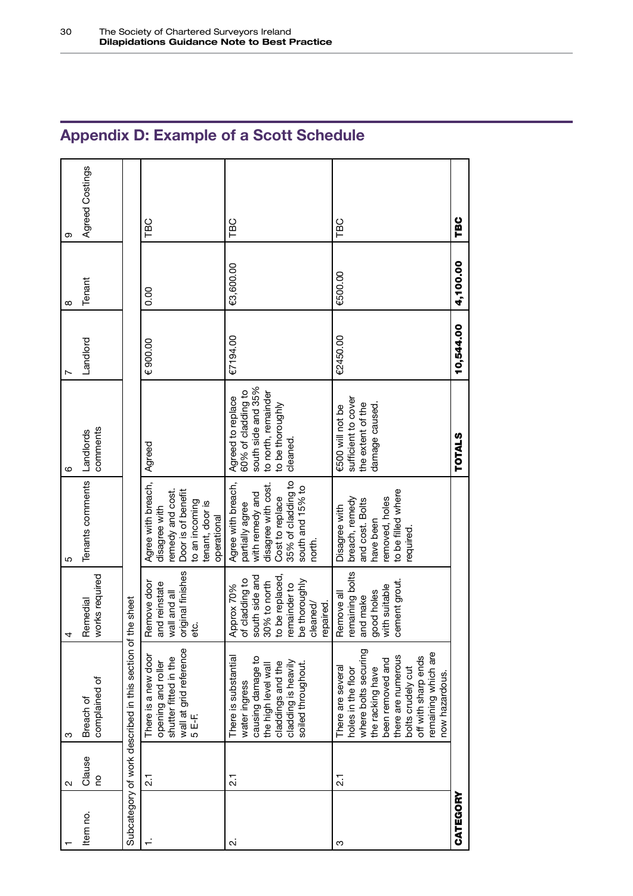## Appendix D: Example of a Scott Schedule

| 1 | 2 | 3 | 4 | 5 | 6 | 7 | 8 | 9 |
|---|---|---|---|---|---|---|---|---|
| Item no. | Clause no | Breach of complained of | Remedial works required | Tenants comments | Landlords comments | Landlord | Tenant | Agreed Costings |
| Subcategory of work described in this section of the sheet | | | | | | | | |
| 1. | 2.1 | There is a new door opening and roller shutter fitted in the wall at grid reference 5 E-F. | Remove door and reinstate wall and all original finishes etc. | Agree with breach, disagree with remedy and cost. Door is of benefit to an incoming tenant, door is operational | Agreed | € 900.00 | 0.00 | TBC |
| 2. | 2.1 | There is substantial water ingress causing damage to the high level wall claddings and the cladding is heavily soiled throughout. | Approx 70% of cladding to south side and 30% to north to be replaced, remainder to be thoroughly cleaned/ repaired. | Agree with breach, partially agree with remedy and disagree with cost. Cost to replace 35% of cladding to south and 15% to north. | Agreed to replace 60% of cladding to south side and 35% to north, remainder to be thoroughly cleaned. | €7194.00 | €3,600.00 | TBC |
| 3 | 2.1 | There are several holes in the floor where bolts securing the racking have been removed and there are numerous bolts crudely cut off with sharp ends remaining which are now hazardous. | Remove all remaining bolts and make good holes with suitable cement grout. | Disagree with breach, remedy and cost. Bolts have been removed, holes to be filled where required. | €500 will not be sufficient to cover the extent of the damage caused. | €2450.00 | €500.00 | TBC |
| **CATEGORY** | | | | | **TOTALS** | **10,544.00** | **4,100.00** | **TBC** |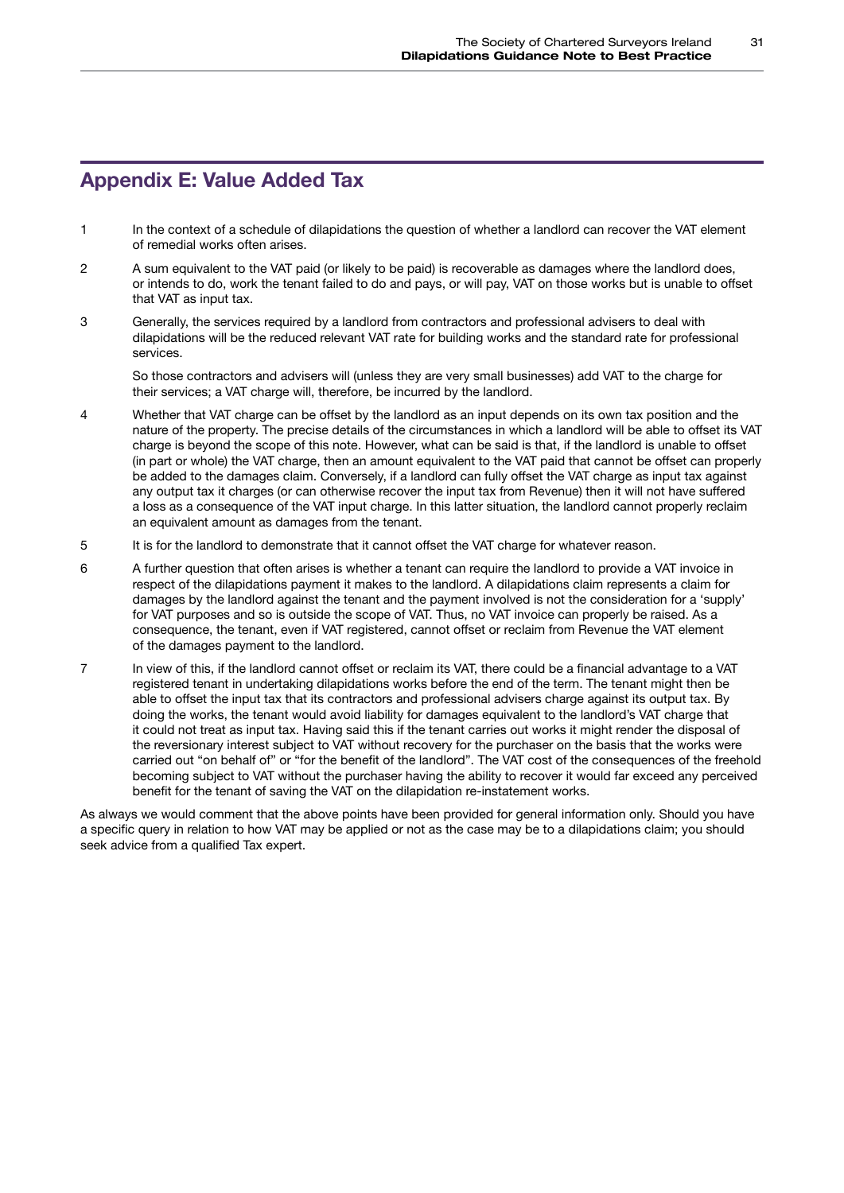## Appendix E: Value Added Tax

1. In the context of a schedule of dilapidations the question of whether a landlord can recover the VAT element of remedial works often arises.

2. A sum equivalent to the VAT paid (or likely to be paid) is recoverable as damages where the landlord does, or intends to do, work the tenant failed to do and pays, or will pay, VAT on those works but is unable to offset that VAT as input tax.

3. Generally, the services required by a landlord from contractors and professional advisers to deal with dilapidations will be the reduced relevant VAT rate for building works and the standard rate for professional services.

   So those contractors and advisers will (unless they are very small businesses) add VAT to the charge for their services; a VAT charge will, therefore, be incurred by the landlord.

4. Whether that VAT charge can be offset by the landlord as an input depends on its own tax position and the nature of the property. The precise details of the circumstances in which a landlord will be able to offset its VAT charge is beyond the scope of this note. However, what can be said is that, if the landlord is unable to offset (in part or whole) the VAT charge, then an amount equivalent to the VAT paid that cannot be offset can properly be added to the damages claim. Conversely, if a landlord can fully offset the VAT charge as input tax against any output tax it charges (or can otherwise recover the input tax from Revenue) then it will not have suffered a loss as a consequence of the VAT input charge. In this latter situation, the landlord cannot properly reclaim an equivalent amount as damages from the tenant.

5. It is for the landlord to demonstrate that it cannot offset the VAT charge for whatever reason.

6. A further question that often arises is whether a tenant can require the landlord to provide a VAT invoice in respect of the dilapidations payment it makes to the landlord. A dilapidations claim represents a claim for damages by the landlord against the tenant and the payment involved is not the consideration for a 'supply' for VAT purposes and so is outside the scope of VAT. Thus, no VAT invoice can properly be raised. As a consequence, the tenant, even if VAT registered, cannot offset or reclaim from Revenue the VAT element of the damages payment to the landlord.

7. In view of this, if the landlord cannot offset or reclaim its VAT, there could be a financial advantage to a VAT registered tenant in undertaking dilapidations works before the end of the term. The tenant might then be able to offset the input tax that its contractors and professional advisers charge against its output tax. By doing the works, the tenant would avoid liability for damages equivalent to the landlord's VAT charge that it could not treat as input tax. Having said this if the tenant carries out works it might render the disposal of the reversionary interest subject to VAT without recovery for the purchaser on the basis that the works were carried out "on behalf of" or "for the benefit of the landlord". The VAT cost of the consequences of the freehold becoming subject to VAT without the purchaser having the ability to recover it would far exceed any perceived benefit for the tenant of saving the VAT on the dilapidation re-instatement works.

As always we would comment that the above points have been provided for general information only. Should you have a specific query in relation to how VAT may be applied or not as the case may be to a dilapidations claim; you should seek advice from a qualified Tax expert.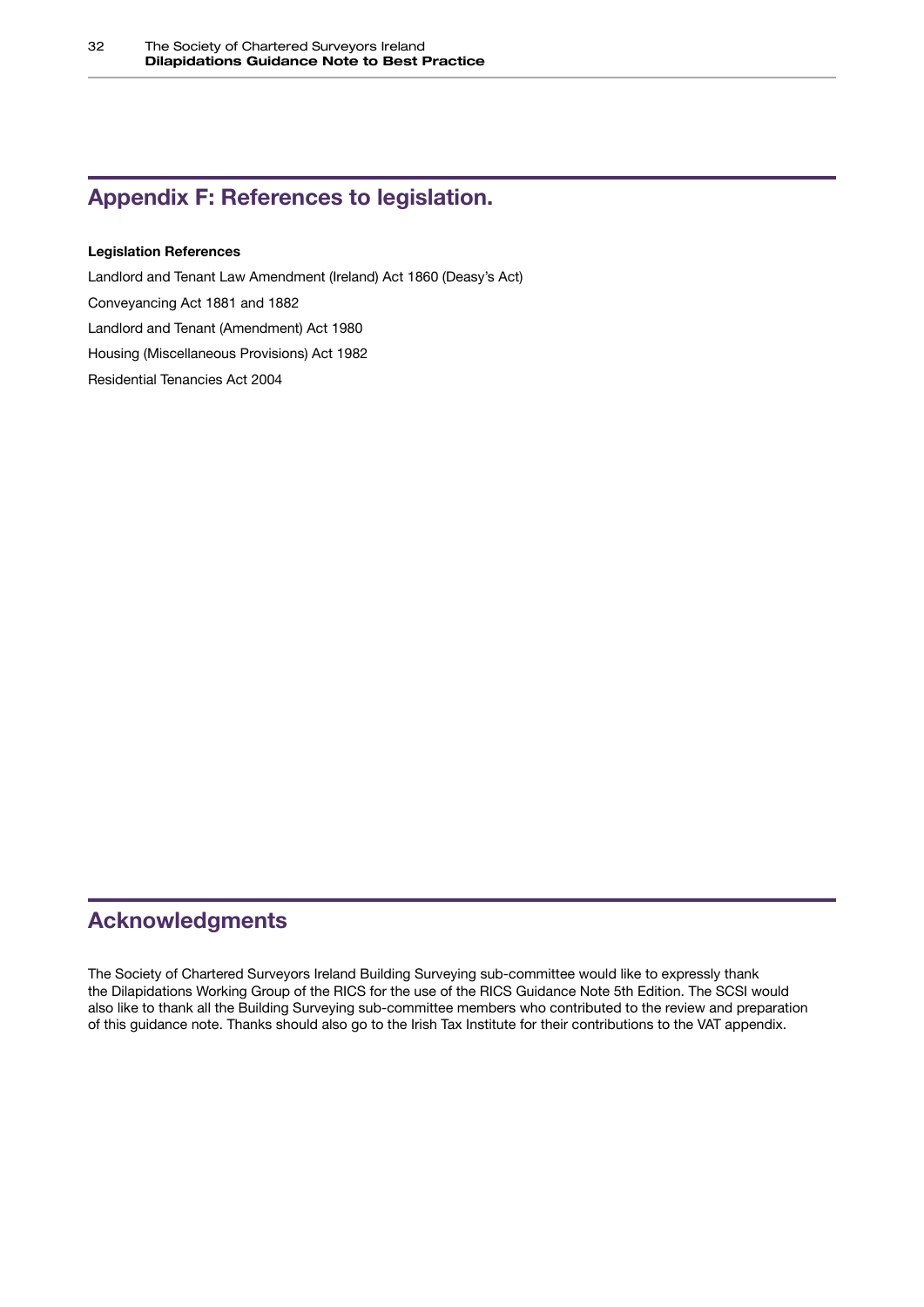## Appendix F: References to legislation.

**Legislation References**

Landlord and Tenant Law Amendment (Ireland) Act 1860 (Deasy's Act)

Conveyancing Act 1881 and 1882

Landlord and Tenant (Amendment) Act 1980

Housing (Miscellaneous Provisions) Act 1982

Residential Tenancies Act 2004

## Acknowledgments

The Society of Chartered Surveyors Ireland Building Surveying sub-committee would like to expressly thank the Dilapidations Working Group of the RICS for the use of the RICS Guidance Note 5th Edition. The SCSI would also like to thank all the Building Surveying sub-committee members who contributed to the review and preparation of this guidance note. Thanks should also go to the Irish Tax Institute for their contributions to the VAT appendix.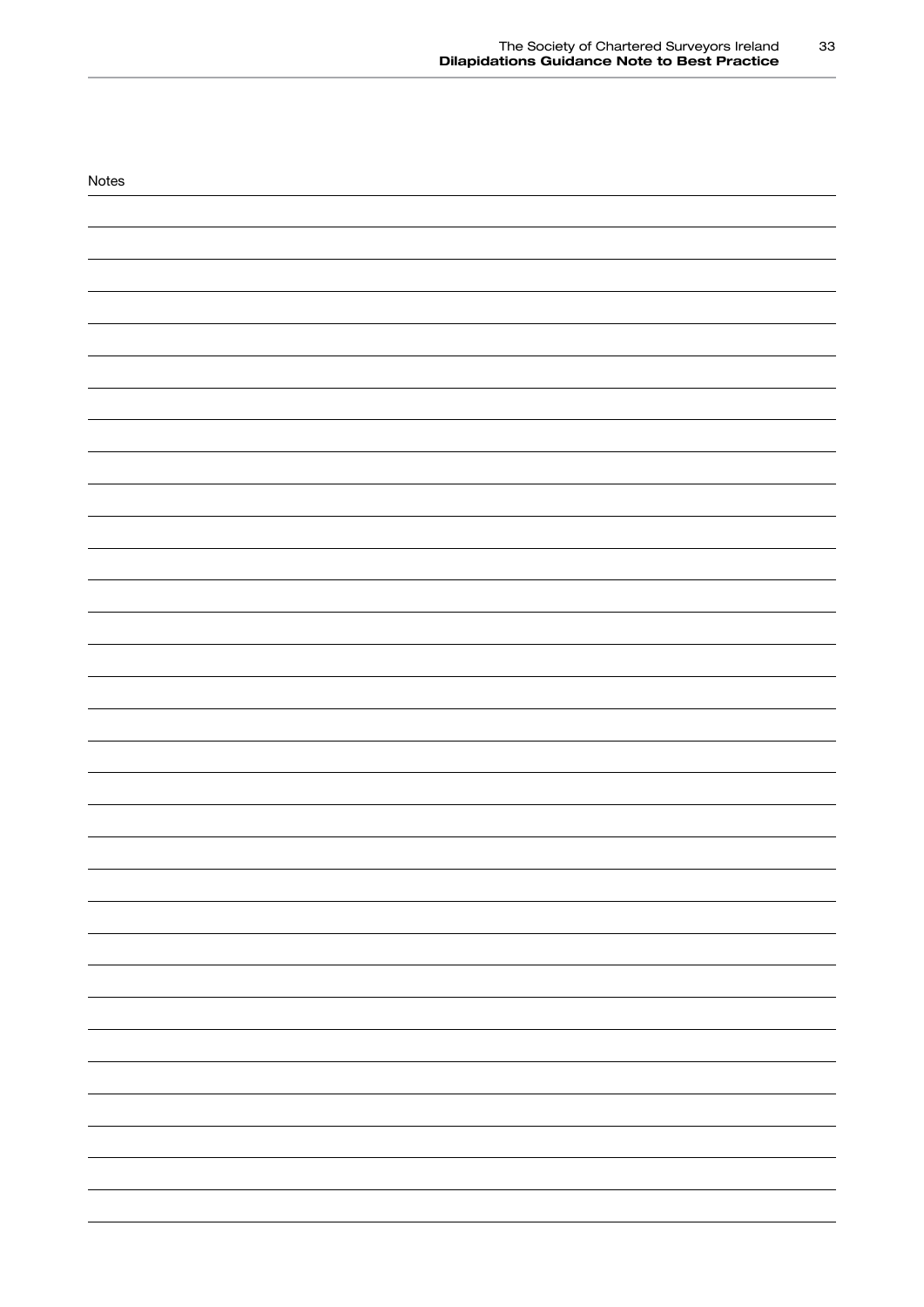Notes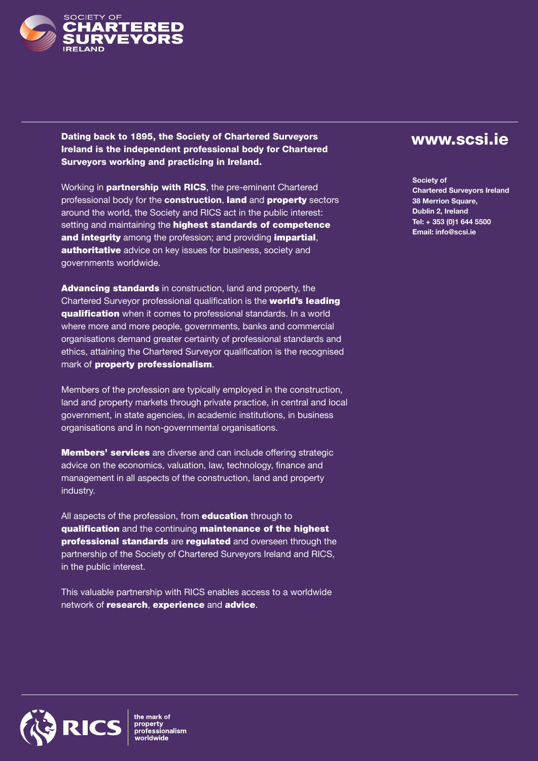SOCIETY OF
**CHARTERED SURVEYORS**
IRELAND

**Dating back to 1895, the Society of Chartered Surveyors Ireland is the independent professional body for Chartered Surveyors working and practicing in Ireland.**

Working in **partnership with RICS**, the pre-eminent Chartered professional body for the **construction**, **land** and **property** sectors around the world, the Society and RICS act in the public interest: setting and maintaining the **highest standards of competence and integrity** among the profession; and providing **impartial**, **authoritative** advice on key issues for business, society and governments worldwide.

**Advancing standards** in construction, land and property, the Chartered Surveyor professional qualification is the **world's leading qualification** when it comes to professional standards. In a world where more and more people, governments, banks and commercial organisations demand greater certainty of professional standards and ethics, attaining the Chartered Surveyor qualification is the recognised mark of **property professionalism**.

Members of the profession are typically employed in the construction, land and property markets through private practice, in central and local government, in state agencies, in academic institutions, in business organisations and in non-governmental organisations.

**Members' services** are diverse and can include offering strategic advice on the economics, valuation, law, technology, finance and management in all aspects of the construction, land and property industry.

All aspects of the profession, from **education** through to **qualification** and the continuing **maintenance of the highest professional standards** are **regulated** and overseen through the partnership of the Society of Chartered Surveyors Ireland and RICS, in the public interest.

This valuable partnership with RICS enables access to a worldwide network of **research**, **experience** and **advice**.

## www.scsi.ie

**Society of**
**Chartered Surveyors Ireland**
**38 Merrion Square,**
**Dublin 2, Ireland**
**Tel: + 353 (0)1 644 5500**
**Email: info@scsi.ie**

RICS
the mark of property professionalism worldwide